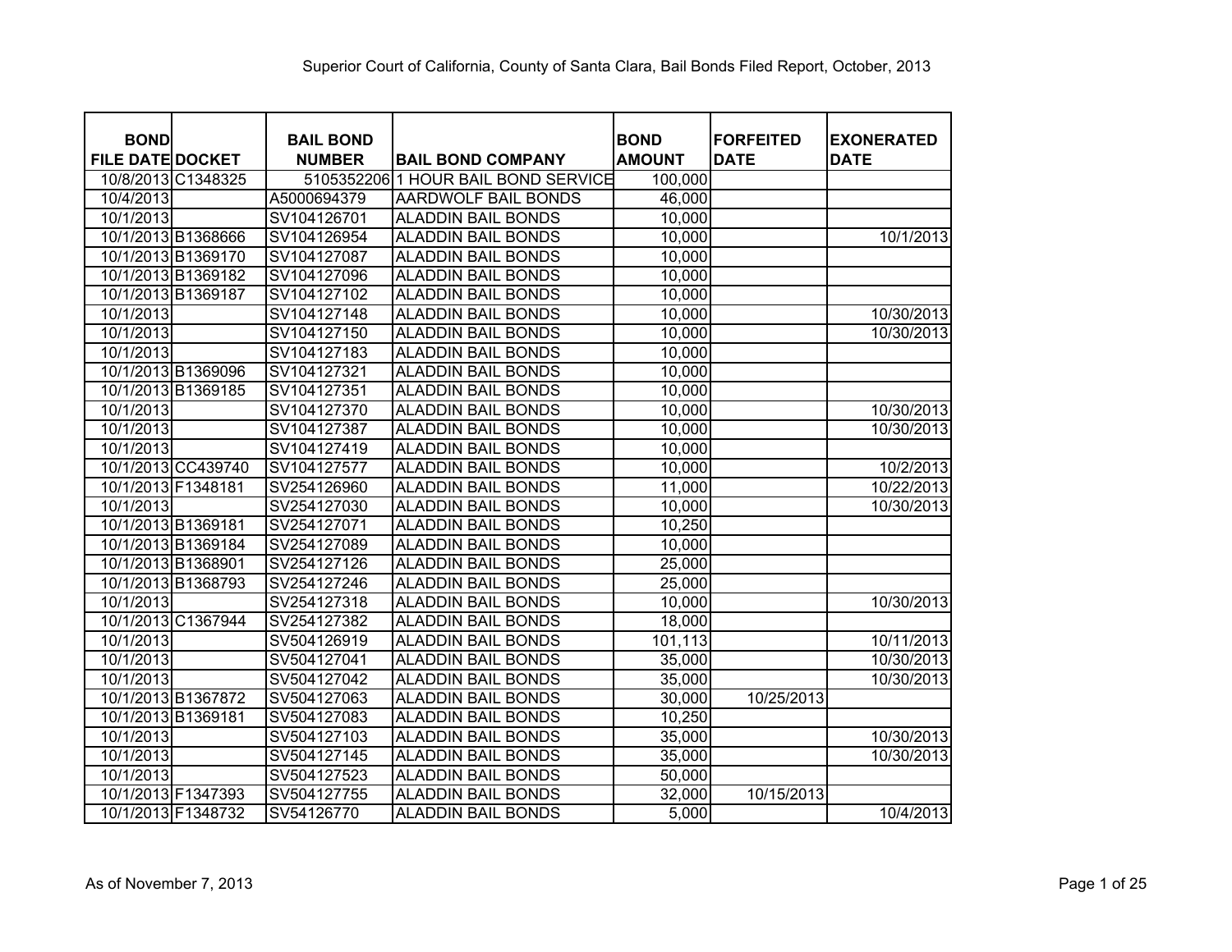# Superior Court of California, County of Santa Clara, Bail Bonds Filed Report, October, 2013

| BOND FILE DATE | DOCKET | BAIL BOND NUMBER | BAIL BOND COMPANY | BOND AMOUNT | FORFEITED DATE | EXONERATED DATE |
|---|---|---|---|---|---|---|
| 10/8/2013 | C1348325 | 5105352206 | 1 HOUR BAIL BOND SERVICE | 100,000 | | |
| 10/4/2013 | | A5000694379 | AARDWOLF BAIL BONDS | 46,000 | | |
| 10/1/2013 | | SV104126701 | ALADDIN BAIL BONDS | 10,000 | | |
| 10/1/2013 | B1368666 | SV104126954 | ALADDIN BAIL BONDS | 10,000 | | 10/1/2013 |
| 10/1/2013 | B1369170 | SV104127087 | ALADDIN BAIL BONDS | 10,000 | | |
| 10/1/2013 | B1369182 | SV104127096 | ALADDIN BAIL BONDS | 10,000 | | |
| 10/1/2013 | B1369187 | SV104127102 | ALADDIN BAIL BONDS | 10,000 | | |
| 10/1/2013 | | SV104127148 | ALADDIN BAIL BONDS | 10,000 | | 10/30/2013 |
| 10/1/2013 | | SV104127150 | ALADDIN BAIL BONDS | 10,000 | | 10/30/2013 |
| 10/1/2013 | | SV104127183 | ALADDIN BAIL BONDS | 10,000 | | |
| 10/1/2013 | B1369096 | SV104127321 | ALADDIN BAIL BONDS | 10,000 | | |
| 10/1/2013 | B1369185 | SV104127351 | ALADDIN BAIL BONDS | 10,000 | | |
| 10/1/2013 | | SV104127370 | ALADDIN BAIL BONDS | 10,000 | | 10/30/2013 |
| 10/1/2013 | | SV104127387 | ALADDIN BAIL BONDS | 10,000 | | 10/30/2013 |
| 10/1/2013 | | SV104127419 | ALADDIN BAIL BONDS | 10,000 | | |
| 10/1/2013 | CC439740 | SV104127577 | ALADDIN BAIL BONDS | 10,000 | | 10/2/2013 |
| 10/1/2013 | F1348181 | SV254126960 | ALADDIN BAIL BONDS | 11,000 | | 10/22/2013 |
| 10/1/2013 | | SV254127030 | ALADDIN BAIL BONDS | 10,000 | | 10/30/2013 |
| 10/1/2013 | B1369181 | SV254127071 | ALADDIN BAIL BONDS | 10,250 | | |
| 10/1/2013 | B1369184 | SV254127089 | ALADDIN BAIL BONDS | 10,000 | | |
| 10/1/2013 | B1368901 | SV254127126 | ALADDIN BAIL BONDS | 25,000 | | |
| 10/1/2013 | B1368793 | SV254127246 | ALADDIN BAIL BONDS | 25,000 | | |
| 10/1/2013 | | SV254127318 | ALADDIN BAIL BONDS | 10,000 | | 10/30/2013 |
| 10/1/2013 | C1367944 | SV254127382 | ALADDIN BAIL BONDS | 18,000 | | |
| 10/1/2013 | | SV504126919 | ALADDIN BAIL BONDS | 101,113 | | 10/11/2013 |
| 10/1/2013 | | SV504127041 | ALADDIN BAIL BONDS | 35,000 | | 10/30/2013 |
| 10/1/2013 | | SV504127042 | ALADDIN BAIL BONDS | 35,000 | | 10/30/2013 |
| 10/1/2013 | B1367872 | SV504127063 | ALADDIN BAIL BONDS | 30,000 | 10/25/2013 | |
| 10/1/2013 | B1369181 | SV504127083 | ALADDIN BAIL BONDS | 10,250 | | |
| 10/1/2013 | | SV504127103 | ALADDIN BAIL BONDS | 35,000 | | 10/30/2013 |
| 10/1/2013 | | SV504127145 | ALADDIN BAIL BONDS | 35,000 | | 10/30/2013 |
| 10/1/2013 | | SV504127523 | ALADDIN BAIL BONDS | 50,000 | | |
| 10/1/2013 | F1347393 | SV504127755 | ALADDIN BAIL BONDS | 32,000 | 10/15/2013 | |
| 10/1/2013 | F1348732 | SV54126770 | ALADDIN BAIL BONDS | 5,000 | | 10/4/2013 |

As of November 7, 2013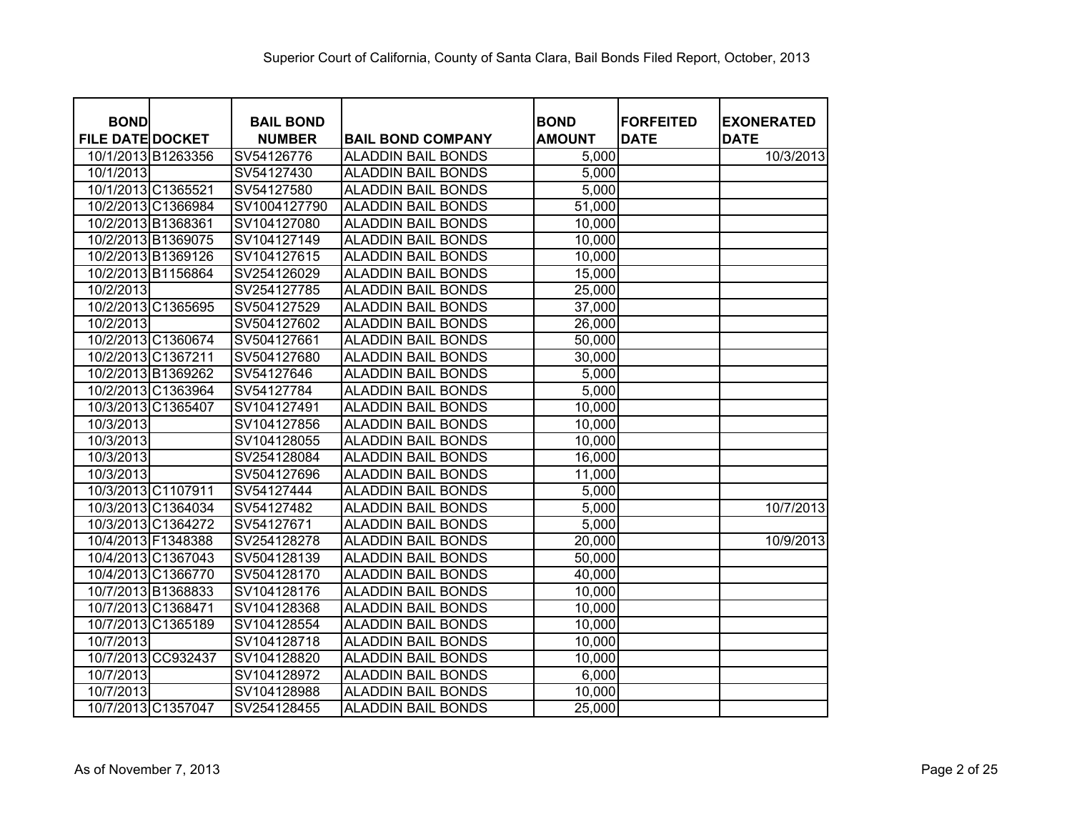# Superior Court of California, County of Santa Clara, Bail Bonds Filed Report, October, 2013

| BOND FILE DATE | DOCKET | BAIL BOND NUMBER | BAIL BOND COMPANY | BOND AMOUNT | FORFEITED DATE | EXONERATED DATE |
|---|---|---|---|---|---|---|
| 10/1/2013 | B1263356 | SV54126776 | ALADDIN BAIL BONDS | 5,000 | | 10/3/2013 |
| 10/1/2013 | | SV54127430 | ALADDIN BAIL BONDS | 5,000 | | |
| 10/1/2013 | C1365521 | SV54127580 | ALADDIN BAIL BONDS | 5,000 | | |
| 10/2/2013 | C1366984 | SV1004127790 | ALADDIN BAIL BONDS | 51,000 | | |
| 10/2/2013 | B1368361 | SV104127080 | ALADDIN BAIL BONDS | 10,000 | | |
| 10/2/2013 | B1369075 | SV104127149 | ALADDIN BAIL BONDS | 10,000 | | |
| 10/2/2013 | B1369126 | SV104127615 | ALADDIN BAIL BONDS | 10,000 | | |
| 10/2/2013 | B1156864 | SV254126029 | ALADDIN BAIL BONDS | 15,000 | | |
| 10/2/2013 | | SV254127785 | ALADDIN BAIL BONDS | 25,000 | | |
| 10/2/2013 | C1365695 | SV504127529 | ALADDIN BAIL BONDS | 37,000 | | |
| 10/2/2013 | | SV504127602 | ALADDIN BAIL BONDS | 26,000 | | |
| 10/2/2013 | C1360674 | SV504127661 | ALADDIN BAIL BONDS | 50,000 | | |
| 10/2/2013 | C1367211 | SV504127680 | ALADDIN BAIL BONDS | 30,000 | | |
| 10/2/2013 | B1369262 | SV54127646 | ALADDIN BAIL BONDS | 5,000 | | |
| 10/2/2013 | C1363964 | SV54127784 | ALADDIN BAIL BONDS | 5,000 | | |
| 10/3/2013 | C1365407 | SV104127491 | ALADDIN BAIL BONDS | 10,000 | | |
| 10/3/2013 | | SV104127856 | ALADDIN BAIL BONDS | 10,000 | | |
| 10/3/2013 | | SV104128055 | ALADDIN BAIL BONDS | 10,000 | | |
| 10/3/2013 | | SV254128084 | ALADDIN BAIL BONDS | 16,000 | | |
| 10/3/2013 | | SV504127696 | ALADDIN BAIL BONDS | 11,000 | | |
| 10/3/2013 | C1107911 | SV54127444 | ALADDIN BAIL BONDS | 5,000 | | |
| 10/3/2013 | C1364034 | SV54127482 | ALADDIN BAIL BONDS | 5,000 | | 10/7/2013 |
| 10/3/2013 | C1364272 | SV54127671 | ALADDIN BAIL BONDS | 5,000 | | |
| 10/4/2013 | F1348388 | SV254128278 | ALADDIN BAIL BONDS | 20,000 | | 10/9/2013 |
| 10/4/2013 | C1367043 | SV504128139 | ALADDIN BAIL BONDS | 50,000 | | |
| 10/4/2013 | C1366770 | SV504128170 | ALADDIN BAIL BONDS | 40,000 | | |
| 10/7/2013 | B1368833 | SV104128176 | ALADDIN BAIL BONDS | 10,000 | | |
| 10/7/2013 | C1368471 | SV104128368 | ALADDIN BAIL BONDS | 10,000 | | |
| 10/7/2013 | C1365189 | SV104128554 | ALADDIN BAIL BONDS | 10,000 | | |
| 10/7/2013 | | SV104128718 | ALADDIN BAIL BONDS | 10,000 | | |
| 10/7/2013 | CC932437 | SV104128820 | ALADDIN BAIL BONDS | 10,000 | | |
| 10/7/2013 | | SV104128972 | ALADDIN BAIL BONDS | 6,000 | | |
| 10/7/2013 | | SV104128988 | ALADDIN BAIL BONDS | 10,000 | | |
| 10/7/2013 | C1357047 | SV254128455 | ALADDIN BAIL BONDS | 25,000 | | |

As of November 7, 2013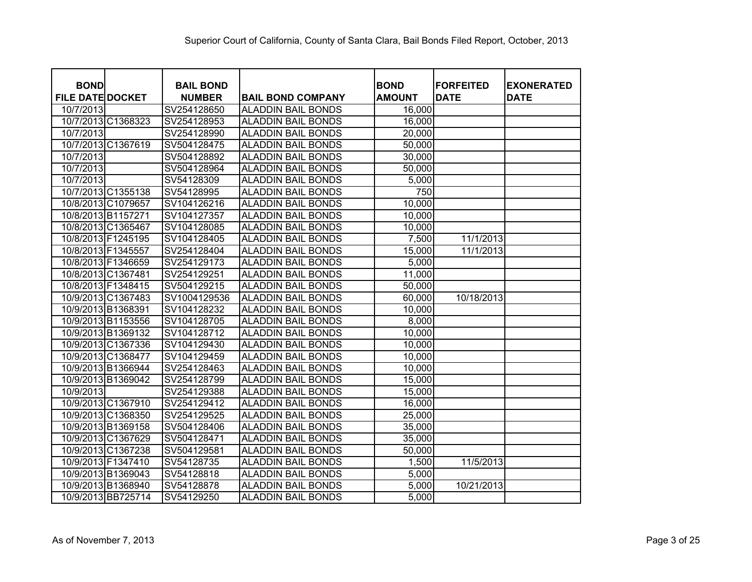Superior Court of California, County of Santa Clara, Bail Bonds Filed Report, October, 2013

| BOND FILE DATE | DOCKET | BAIL BOND NUMBER | BAIL BOND COMPANY | BOND AMOUNT | FORFEITED DATE | EXONERATED DATE |
|---|---|---|---|---|---|---|
| 10/7/2013 | | SV254128650 | ALADDIN BAIL BONDS | 16,000 | | |
| 10/7/2013 | C1368323 | SV254128953 | ALADDIN BAIL BONDS | 16,000 | | |
| 10/7/2013 | | SV254128990 | ALADDIN BAIL BONDS | 20,000 | | |
| 10/7/2013 | C1367619 | SV504128475 | ALADDIN BAIL BONDS | 50,000 | | |
| 10/7/2013 | | SV504128892 | ALADDIN BAIL BONDS | 30,000 | | |
| 10/7/2013 | | SV504128964 | ALADDIN BAIL BONDS | 50,000 | | |
| 10/7/2013 | | SV54128309 | ALADDIN BAIL BONDS | 5,000 | | |
| 10/7/2013 | C1355138 | SV54128995 | ALADDIN BAIL BONDS | 750 | | |
| 10/8/2013 | C1079657 | SV104126216 | ALADDIN BAIL BONDS | 10,000 | | |
| 10/8/2013 | B1157271 | SV104127357 | ALADDIN BAIL BONDS | 10,000 | | |
| 10/8/2013 | C1365467 | SV104128085 | ALADDIN BAIL BONDS | 10,000 | | |
| 10/8/2013 | F1245195 | SV104128405 | ALADDIN BAIL BONDS | 7,500 | 11/1/2013 | |
| 10/8/2013 | F1345557 | SV254128404 | ALADDIN BAIL BONDS | 15,000 | 11/1/2013 | |
| 10/8/2013 | F1346659 | SV254129173 | ALADDIN BAIL BONDS | 5,000 | | |
| 10/8/2013 | C1367481 | SV254129251 | ALADDIN BAIL BONDS | 11,000 | | |
| 10/8/2013 | F1348415 | SV504129215 | ALADDIN BAIL BONDS | 50,000 | | |
| 10/9/2013 | C1367483 | SV1004129536 | ALADDIN BAIL BONDS | 60,000 | 10/18/2013 | |
| 10/9/2013 | B1368391 | SV104128232 | ALADDIN BAIL BONDS | 10,000 | | |
| 10/9/2013 | B1153556 | SV104128705 | ALADDIN BAIL BONDS | 8,000 | | |
| 10/9/2013 | B1369132 | SV104128712 | ALADDIN BAIL BONDS | 10,000 | | |
| 10/9/2013 | C1367336 | SV104129430 | ALADDIN BAIL BONDS | 10,000 | | |
| 10/9/2013 | C1368477 | SV104129459 | ALADDIN BAIL BONDS | 10,000 | | |
| 10/9/2013 | B1366944 | SV254128463 | ALADDIN BAIL BONDS | 10,000 | | |
| 10/9/2013 | B1369042 | SV254128799 | ALADDIN BAIL BONDS | 15,000 | | |
| 10/9/2013 | | SV254129388 | ALADDIN BAIL BONDS | 15,000 | | |
| 10/9/2013 | C1367910 | SV254129412 | ALADDIN BAIL BONDS | 16,000 | | |
| 10/9/2013 | C1368350 | SV254129525 | ALADDIN BAIL BONDS | 25,000 | | |
| 10/9/2013 | B1369158 | SV504128406 | ALADDIN BAIL BONDS | 35,000 | | |
| 10/9/2013 | C1367629 | SV504128471 | ALADDIN BAIL BONDS | 35,000 | | |
| 10/9/2013 | C1367238 | SV504129581 | ALADDIN BAIL BONDS | 50,000 | | |
| 10/9/2013 | F1347410 | SV54128735 | ALADDIN BAIL BONDS | 1,500 | 11/5/2013 | |
| 10/9/2013 | B1369043 | SV54128818 | ALADDIN BAIL BONDS | 5,000 | | |
| 10/9/2013 | B1368940 | SV54128878 | ALADDIN BAIL BONDS | 5,000 | 10/21/2013 | |
| 10/9/2013 | BB725714 | SV54129250 | ALADDIN BAIL BONDS | 5,000 | | |

As of November 7, 2013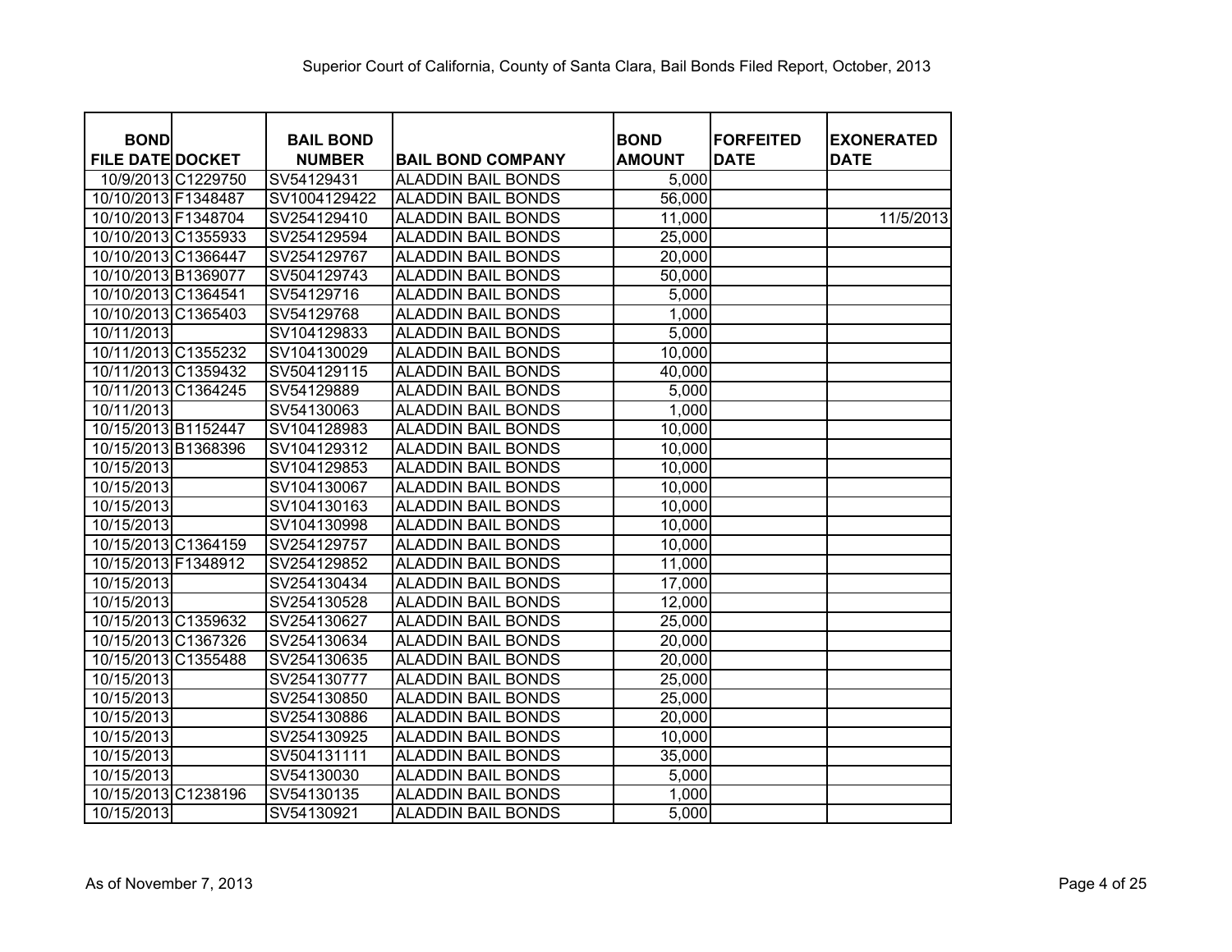Superior Court of California, County of Santa Clara, Bail Bonds Filed Report, October, 2013

| BOND FILE DATE | DOCKET | BAIL BOND NUMBER | BAIL BOND COMPANY | BOND AMOUNT | FORFEITED DATE | EXONERATED DATE |
|---|---|---|---|---|---|---|
| 10/9/2013 | C1229750 | SV54129431 | ALADDIN BAIL BONDS | 5,000 | | |
| 10/10/2013 | F1348487 | SV1004129422 | ALADDIN BAIL BONDS | 56,000 | | |
| 10/10/2013 | F1348704 | SV254129410 | ALADDIN BAIL BONDS | 11,000 | | 11/5/2013 |
| 10/10/2013 | C1355933 | SV254129594 | ALADDIN BAIL BONDS | 25,000 | | |
| 10/10/2013 | C1366447 | SV254129767 | ALADDIN BAIL BONDS | 20,000 | | |
| 10/10/2013 | B1369077 | SV504129743 | ALADDIN BAIL BONDS | 50,000 | | |
| 10/10/2013 | C1364541 | SV54129716 | ALADDIN BAIL BONDS | 5,000 | | |
| 10/10/2013 | C1365403 | SV54129768 | ALADDIN BAIL BONDS | 1,000 | | |
| 10/11/2013 | | SV104129833 | ALADDIN BAIL BONDS | 5,000 | | |
| 10/11/2013 | C1355232 | SV104130029 | ALADDIN BAIL BONDS | 10,000 | | |
| 10/11/2013 | C1359432 | SV504129115 | ALADDIN BAIL BONDS | 40,000 | | |
| 10/11/2013 | C1364245 | SV54129889 | ALADDIN BAIL BONDS | 5,000 | | |
| 10/11/2013 | | SV54130063 | ALADDIN BAIL BONDS | 1,000 | | |
| 10/15/2013 | B1152447 | SV104128983 | ALADDIN BAIL BONDS | 10,000 | | |
| 10/15/2013 | B1368396 | SV104129312 | ALADDIN BAIL BONDS | 10,000 | | |
| 10/15/2013 | | SV104129853 | ALADDIN BAIL BONDS | 10,000 | | |
| 10/15/2013 | | SV104130067 | ALADDIN BAIL BONDS | 10,000 | | |
| 10/15/2013 | | SV104130163 | ALADDIN BAIL BONDS | 10,000 | | |
| 10/15/2013 | | SV104130998 | ALADDIN BAIL BONDS | 10,000 | | |
| 10/15/2013 | C1364159 | SV254129757 | ALADDIN BAIL BONDS | 10,000 | | |
| 10/15/2013 | F1348912 | SV254129852 | ALADDIN BAIL BONDS | 11,000 | | |
| 10/15/2013 | | SV254130434 | ALADDIN BAIL BONDS | 17,000 | | |
| 10/15/2013 | | SV254130528 | ALADDIN BAIL BONDS | 12,000 | | |
| 10/15/2013 | C1359632 | SV254130627 | ALADDIN BAIL BONDS | 25,000 | | |
| 10/15/2013 | C1367326 | SV254130634 | ALADDIN BAIL BONDS | 20,000 | | |
| 10/15/2013 | C1355488 | SV254130635 | ALADDIN BAIL BONDS | 20,000 | | |
| 10/15/2013 | | SV254130777 | ALADDIN BAIL BONDS | 25,000 | | |
| 10/15/2013 | | SV254130850 | ALADDIN BAIL BONDS | 25,000 | | |
| 10/15/2013 | | SV254130886 | ALADDIN BAIL BONDS | 20,000 | | |
| 10/15/2013 | | SV254130925 | ALADDIN BAIL BONDS | 10,000 | | |
| 10/15/2013 | | SV504131111 | ALADDIN BAIL BONDS | 35,000 | | |
| 10/15/2013 | | SV54130030 | ALADDIN BAIL BONDS | 5,000 | | |
| 10/15/2013 | C1238196 | SV54130135 | ALADDIN BAIL BONDS | 1,000 | | |
| 10/15/2013 | | SV54130921 | ALADDIN BAIL BONDS | 5,000 | | |

As of November 7, 2013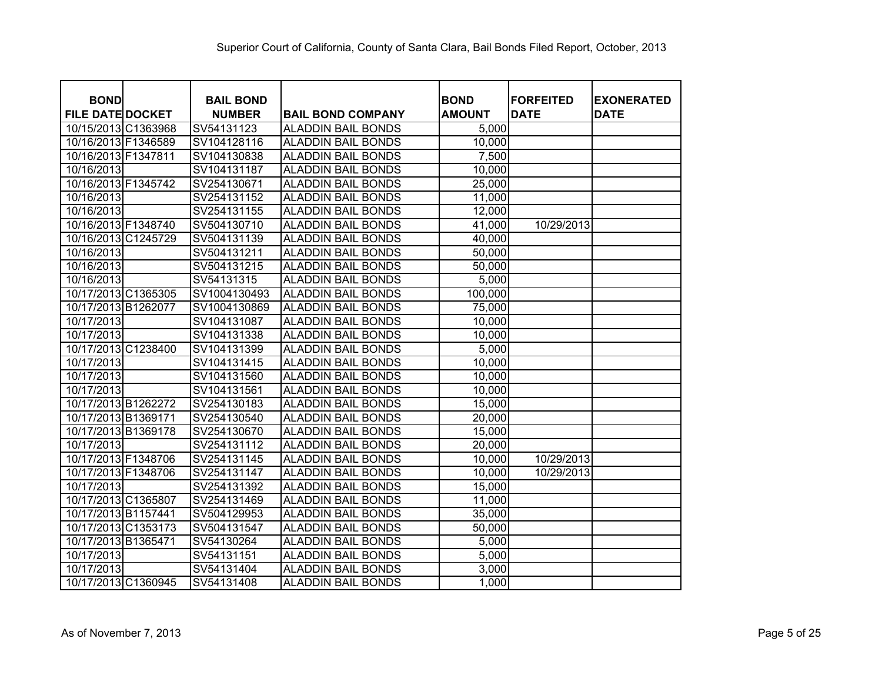# Superior Court of California, County of Santa Clara, Bail Bonds Filed Report, October, 2013

| BOND FILE DATE | DOCKET | BAIL BOND NUMBER | BAIL BOND COMPANY | BOND AMOUNT | FORFEITED DATE | EXONERATED DATE |
|---|---|---|---|---|---|---|
| 10/15/2013 | C1363968 | SV54131123 | ALADDIN BAIL BONDS | 5,000 | | |
| 10/16/2013 | F1346589 | SV104128116 | ALADDIN BAIL BONDS | 10,000 | | |
| 10/16/2013 | F1347811 | SV104130838 | ALADDIN BAIL BONDS | 7,500 | | |
| 10/16/2013 | | SV104131187 | ALADDIN BAIL BONDS | 10,000 | | |
| 10/16/2013 | F1345742 | SV254130671 | ALADDIN BAIL BONDS | 25,000 | | |
| 10/16/2013 | | SV254131152 | ALADDIN BAIL BONDS | 11,000 | | |
| 10/16/2013 | | SV254131155 | ALADDIN BAIL BONDS | 12,000 | | |
| 10/16/2013 | F1348740 | SV504130710 | ALADDIN BAIL BONDS | 41,000 | 10/29/2013 | |
| 10/16/2013 | C1245729 | SV504131139 | ALADDIN BAIL BONDS | 40,000 | | |
| 10/16/2013 | | SV504131211 | ALADDIN BAIL BONDS | 50,000 | | |
| 10/16/2013 | | SV504131215 | ALADDIN BAIL BONDS | 50,000 | | |
| 10/16/2013 | | SV54131315 | ALADDIN BAIL BONDS | 5,000 | | |
| 10/17/2013 | C1365305 | SV1004130493 | ALADDIN BAIL BONDS | 100,000 | | |
| 10/17/2013 | B1262077 | SV1004130869 | ALADDIN BAIL BONDS | 75,000 | | |
| 10/17/2013 | | SV104131087 | ALADDIN BAIL BONDS | 10,000 | | |
| 10/17/2013 | | SV104131338 | ALADDIN BAIL BONDS | 10,000 | | |
| 10/17/2013 | C1238400 | SV104131399 | ALADDIN BAIL BONDS | 5,000 | | |
| 10/17/2013 | | SV104131415 | ALADDIN BAIL BONDS | 10,000 | | |
| 10/17/2013 | | SV104131560 | ALADDIN BAIL BONDS | 10,000 | | |
| 10/17/2013 | | SV104131561 | ALADDIN BAIL BONDS | 10,000 | | |
| 10/17/2013 | B1262272 | SV254130183 | ALADDIN BAIL BONDS | 15,000 | | |
| 10/17/2013 | B1369171 | SV254130540 | ALADDIN BAIL BONDS | 20,000 | | |
| 10/17/2013 | B1369178 | SV254130670 | ALADDIN BAIL BONDS | 15,000 | | |
| 10/17/2013 | | SV254131112 | ALADDIN BAIL BONDS | 20,000 | | |
| 10/17/2013 | F1348706 | SV254131145 | ALADDIN BAIL BONDS | 10,000 | 10/29/2013 | |
| 10/17/2013 | F1348706 | SV254131147 | ALADDIN BAIL BONDS | 10,000 | 10/29/2013 | |
| 10/17/2013 | | SV254131392 | ALADDIN BAIL BONDS | 15,000 | | |
| 10/17/2013 | C1365807 | SV254131469 | ALADDIN BAIL BONDS | 11,000 | | |
| 10/17/2013 | B1157441 | SV504129953 | ALADDIN BAIL BONDS | 35,000 | | |
| 10/17/2013 | C1353173 | SV504131547 | ALADDIN BAIL BONDS | 50,000 | | |
| 10/17/2013 | B1365471 | SV54130264 | ALADDIN BAIL BONDS | 5,000 | | |
| 10/17/2013 | | SV54131151 | ALADDIN BAIL BONDS | 5,000 | | |
| 10/17/2013 | | SV54131404 | ALADDIN BAIL BONDS | 3,000 | | |
| 10/17/2013 | C1360945 | SV54131408 | ALADDIN BAIL BONDS | 1,000 | | |

As of November 7, 2013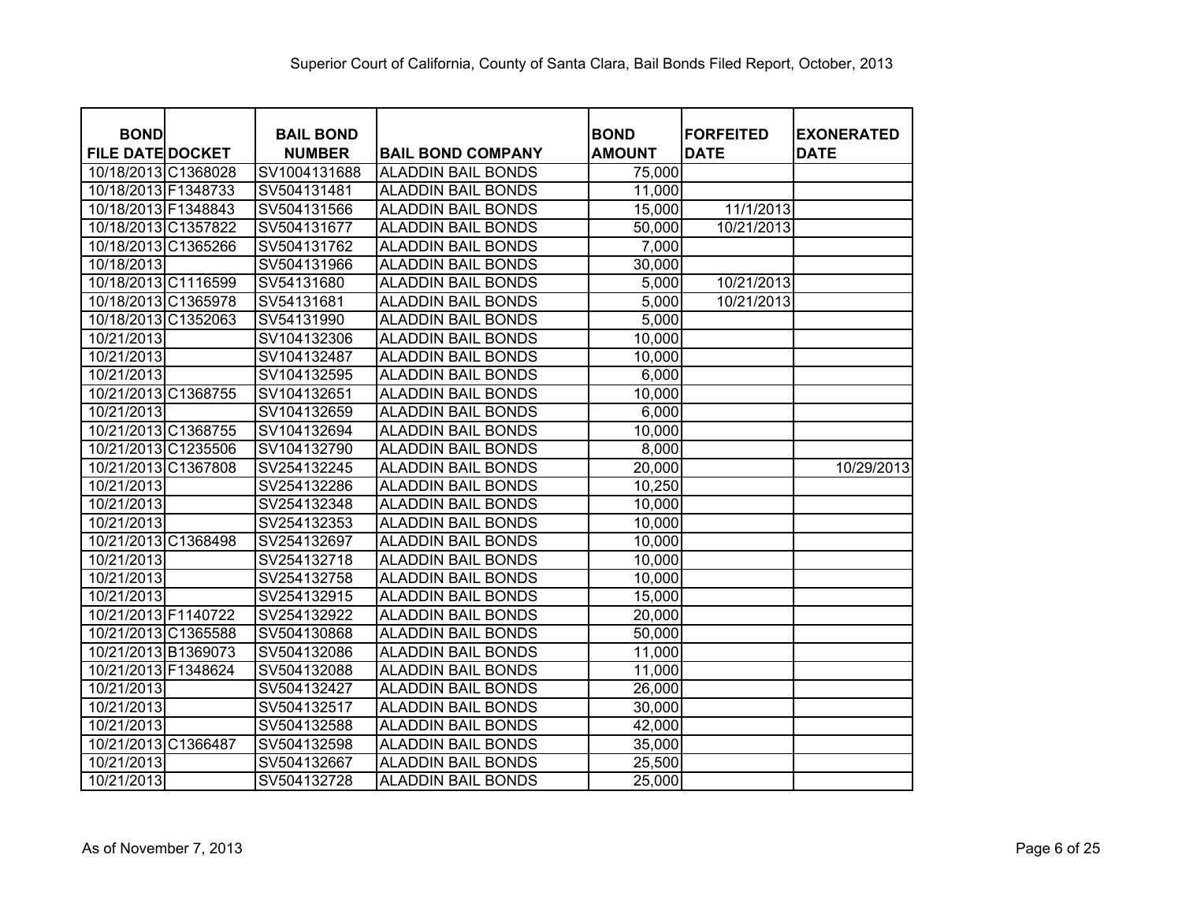Superior Court of California, County of Santa Clara, Bail Bonds Filed Report, October, 2013

| BOND FILE DATE | DOCKET | BAIL BOND NUMBER | BAIL BOND COMPANY | BOND AMOUNT | FORFEITED DATE | EXONERATED DATE |
|---|---|---|---|---|---|---|
| 10/18/2013 | C1368028 | SV1004131688 | ALADDIN BAIL BONDS | 75,000 | | |
| 10/18/2013 | F1348733 | SV504131481 | ALADDIN BAIL BONDS | 11,000 | | |
| 10/18/2013 | F1348843 | SV504131566 | ALADDIN BAIL BONDS | 15,000 | 11/1/2013 | |
| 10/18/2013 | C1357822 | SV504131677 | ALADDIN BAIL BONDS | 50,000 | 10/21/2013 | |
| 10/18/2013 | C1365266 | SV504131762 | ALADDIN BAIL BONDS | 7,000 | | |
| 10/18/2013 | | SV504131966 | ALADDIN BAIL BONDS | 30,000 | | |
| 10/18/2013 | C1116599 | SV54131680 | ALADDIN BAIL BONDS | 5,000 | 10/21/2013 | |
| 10/18/2013 | C1365978 | SV54131681 | ALADDIN BAIL BONDS | 5,000 | 10/21/2013 | |
| 10/18/2013 | C1352063 | SV54131990 | ALADDIN BAIL BONDS | 5,000 | | |
| 10/21/2013 | | SV104132306 | ALADDIN BAIL BONDS | 10,000 | | |
| 10/21/2013 | | SV104132487 | ALADDIN BAIL BONDS | 10,000 | | |
| 10/21/2013 | | SV104132595 | ALADDIN BAIL BONDS | 6,000 | | |
| 10/21/2013 | C1368755 | SV104132651 | ALADDIN BAIL BONDS | 10,000 | | |
| 10/21/2013 | | SV104132659 | ALADDIN BAIL BONDS | 6,000 | | |
| 10/21/2013 | C1368755 | SV104132694 | ALADDIN BAIL BONDS | 10,000 | | |
| 10/21/2013 | C1235506 | SV104132790 | ALADDIN BAIL BONDS | 8,000 | | |
| 10/21/2013 | C1367808 | SV254132245 | ALADDIN BAIL BONDS | 20,000 | | 10/29/2013 |
| 10/21/2013 | | SV254132286 | ALADDIN BAIL BONDS | 10,250 | | |
| 10/21/2013 | | SV254132348 | ALADDIN BAIL BONDS | 10,000 | | |
| 10/21/2013 | | SV254132353 | ALADDIN BAIL BONDS | 10,000 | | |
| 10/21/2013 | C1368498 | SV254132697 | ALADDIN BAIL BONDS | 10,000 | | |
| 10/21/2013 | | SV254132718 | ALADDIN BAIL BONDS | 10,000 | | |
| 10/21/2013 | | SV254132758 | ALADDIN BAIL BONDS | 10,000 | | |
| 10/21/2013 | | SV254132915 | ALADDIN BAIL BONDS | 15,000 | | |
| 10/21/2013 | F1140722 | SV254132922 | ALADDIN BAIL BONDS | 20,000 | | |
| 10/21/2013 | C1365588 | SV504130868 | ALADDIN BAIL BONDS | 50,000 | | |
| 10/21/2013 | B1369073 | SV504132086 | ALADDIN BAIL BONDS | 11,000 | | |
| 10/21/2013 | F1348624 | SV504132088 | ALADDIN BAIL BONDS | 11,000 | | |
| 10/21/2013 | | SV504132427 | ALADDIN BAIL BONDS | 26,000 | | |
| 10/21/2013 | | SV504132517 | ALADDIN BAIL BONDS | 30,000 | | |
| 10/21/2013 | | SV504132588 | ALADDIN BAIL BONDS | 42,000 | | |
| 10/21/2013 | C1366487 | SV504132598 | ALADDIN BAIL BONDS | 35,000 | | |
| 10/21/2013 | | SV504132667 | ALADDIN BAIL BONDS | 25,500 | | |
| 10/21/2013 | | SV504132728 | ALADDIN BAIL BONDS | 25,000 | | |

As of November 7, 2013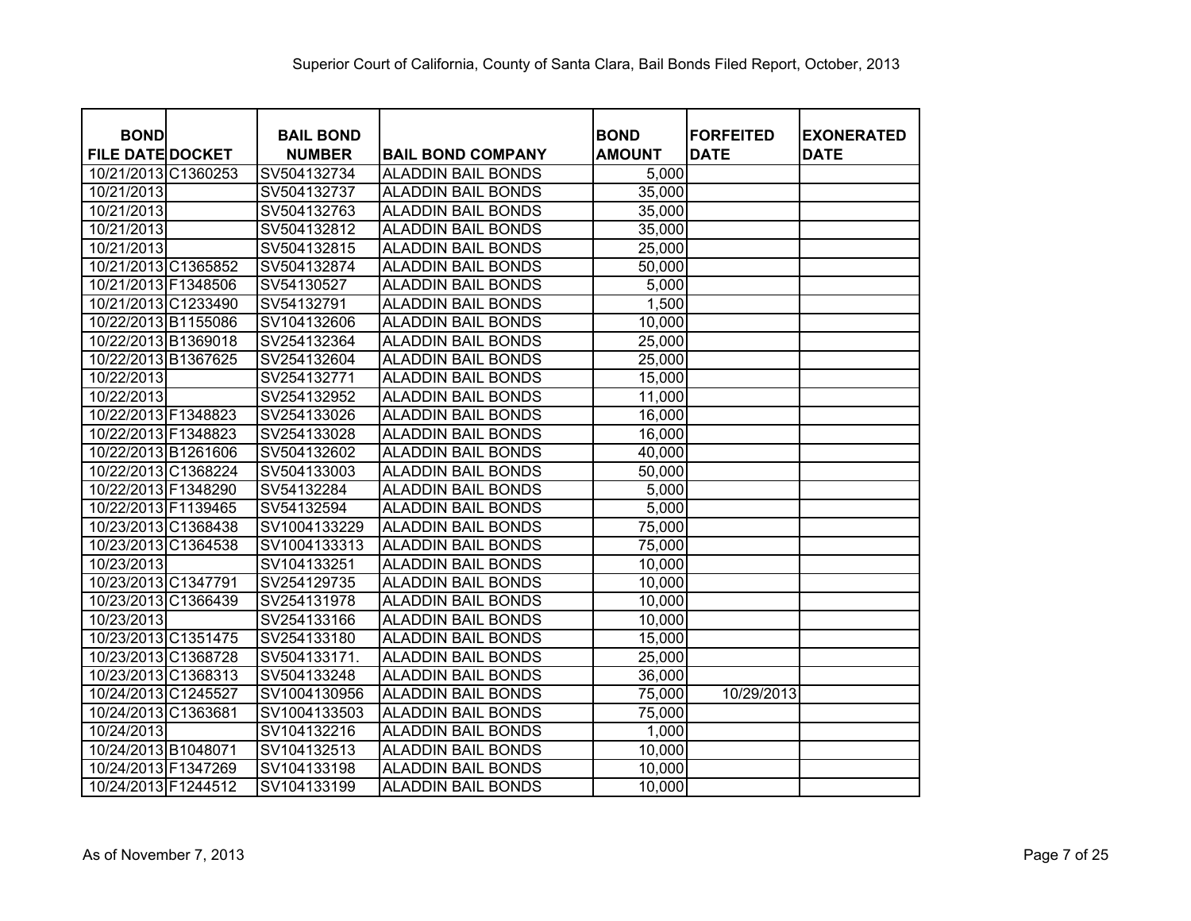# Superior Court of California, County of Santa Clara, Bail Bonds Filed Report, October, 2013

| BOND FILE DATE | DOCKET | BAIL BOND NUMBER | BAIL BOND COMPANY | BOND AMOUNT | FORFEITED DATE | EXONERATED DATE |
|---|---|---|---|---|---|---|
| 10/21/2013 | C1360253 | SV504132734 | ALADDIN BAIL BONDS | 5,000 | | |
| 10/21/2013 | | SV504132737 | ALADDIN BAIL BONDS | 35,000 | | |
| 10/21/2013 | | SV504132763 | ALADDIN BAIL BONDS | 35,000 | | |
| 10/21/2013 | | SV504132812 | ALADDIN BAIL BONDS | 35,000 | | |
| 10/21/2013 | | SV504132815 | ALADDIN BAIL BONDS | 25,000 | | |
| 10/21/2013 | C1365852 | SV504132874 | ALADDIN BAIL BONDS | 50,000 | | |
| 10/21/2013 | F1348506 | SV54130527 | ALADDIN BAIL BONDS | 5,000 | | |
| 10/21/2013 | C1233490 | SV54132791 | ALADDIN BAIL BONDS | 1,500 | | |
| 10/22/2013 | B1155086 | SV104132606 | ALADDIN BAIL BONDS | 10,000 | | |
| 10/22/2013 | B1369018 | SV254132364 | ALADDIN BAIL BONDS | 25,000 | | |
| 10/22/2013 | B1367625 | SV254132604 | ALADDIN BAIL BONDS | 25,000 | | |
| 10/22/2013 | | SV254132771 | ALADDIN BAIL BONDS | 15,000 | | |
| 10/22/2013 | | SV254132952 | ALADDIN BAIL BONDS | 11,000 | | |
| 10/22/2013 | F1348823 | SV254133026 | ALADDIN BAIL BONDS | 16,000 | | |
| 10/22/2013 | F1348823 | SV254133028 | ALADDIN BAIL BONDS | 16,000 | | |
| 10/22/2013 | B1261606 | SV504132602 | ALADDIN BAIL BONDS | 40,000 | | |
| 10/22/2013 | C1368224 | SV504133003 | ALADDIN BAIL BONDS | 50,000 | | |
| 10/22/2013 | F1348290 | SV54132284 | ALADDIN BAIL BONDS | 5,000 | | |
| 10/22/2013 | F1139465 | SV54132594 | ALADDIN BAIL BONDS | 5,000 | | |
| 10/23/2013 | C1368438 | SV1004133229 | ALADDIN BAIL BONDS | 75,000 | | |
| 10/23/2013 | C1364538 | SV1004133313 | ALADDIN BAIL BONDS | 75,000 | | |
| 10/23/2013 | | SV104133251 | ALADDIN BAIL BONDS | 10,000 | | |
| 10/23/2013 | C1347791 | SV254129735 | ALADDIN BAIL BONDS | 10,000 | | |
| 10/23/2013 | C1366439 | SV254131978 | ALADDIN BAIL BONDS | 10,000 | | |
| 10/23/2013 | | SV254133166 | ALADDIN BAIL BONDS | 10,000 | | |
| 10/23/2013 | C1351475 | SV254133180 | ALADDIN BAIL BONDS | 15,000 | | |
| 10/23/2013 | C1368728 | SV504133171. | ALADDIN BAIL BONDS | 25,000 | | |
| 10/23/2013 | C1368313 | SV504133248 | ALADDIN BAIL BONDS | 36,000 | | |
| 10/24/2013 | C1245527 | SV1004130956 | ALADDIN BAIL BONDS | 75,000 | 10/29/2013 | |
| 10/24/2013 | C1363681 | SV1004133503 | ALADDIN BAIL BONDS | 75,000 | | |
| 10/24/2013 | | SV104132216 | ALADDIN BAIL BONDS | 1,000 | | |
| 10/24/2013 | B1048071 | SV104132513 | ALADDIN BAIL BONDS | 10,000 | | |
| 10/24/2013 | F1347269 | SV104133198 | ALADDIN BAIL BONDS | 10,000 | | |
| 10/24/2013 | F1244512 | SV104133199 | ALADDIN BAIL BONDS | 10,000 | | |

As of November 7, 2013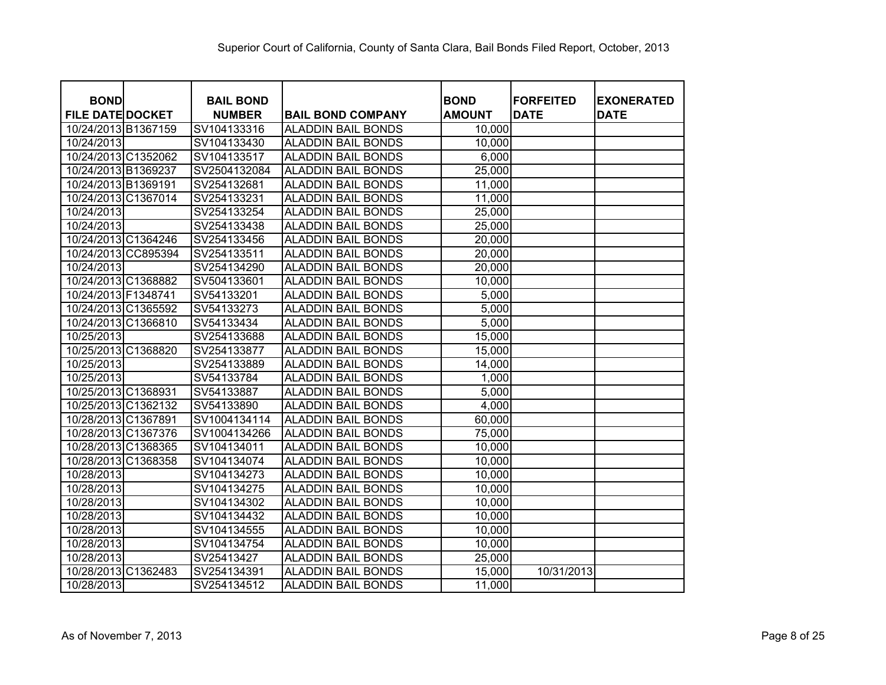Superior Court of California, County of Santa Clara, Bail Bonds Filed Report, October, 2013

| BOND FILE DATE | DOCKET | BAIL BOND NUMBER | BAIL BOND COMPANY | BOND AMOUNT | FORFEITED DATE | EXONERATED DATE |
|---|---|---|---|---|---|---|
| 10/24/2013 | B1367159 | SV104133316 | ALADDIN BAIL BONDS | 10,000 | | |
| 10/24/2013 | | SV104133430 | ALADDIN BAIL BONDS | 10,000 | | |
| 10/24/2013 | C1352062 | SV104133517 | ALADDIN BAIL BONDS | 6,000 | | |
| 10/24/2013 | B1369237 | SV2504132084 | ALADDIN BAIL BONDS | 25,000 | | |
| 10/24/2013 | B1369191 | SV254132681 | ALADDIN BAIL BONDS | 11,000 | | |
| 10/24/2013 | C1367014 | SV254133231 | ALADDIN BAIL BONDS | 11,000 | | |
| 10/24/2013 | | SV254133254 | ALADDIN BAIL BONDS | 25,000 | | |
| 10/24/2013 | | SV254133438 | ALADDIN BAIL BONDS | 25,000 | | |
| 10/24/2013 | C1364246 | SV254133456 | ALADDIN BAIL BONDS | 20,000 | | |
| 10/24/2013 | CC895394 | SV254133511 | ALADDIN BAIL BONDS | 20,000 | | |
| 10/24/2013 | | SV254134290 | ALADDIN BAIL BONDS | 20,000 | | |
| 10/24/2013 | C1368882 | SV504133601 | ALADDIN BAIL BONDS | 10,000 | | |
| 10/24/2013 | F1348741 | SV54133201 | ALADDIN BAIL BONDS | 5,000 | | |
| 10/24/2013 | C1365592 | SV54133273 | ALADDIN BAIL BONDS | 5,000 | | |
| 10/24/2013 | C1366810 | SV54133434 | ALADDIN BAIL BONDS | 5,000 | | |
| 10/25/2013 | | SV254133688 | ALADDIN BAIL BONDS | 15,000 | | |
| 10/25/2013 | C1368820 | SV254133877 | ALADDIN BAIL BONDS | 15,000 | | |
| 10/25/2013 | | SV254133889 | ALADDIN BAIL BONDS | 14,000 | | |
| 10/25/2013 | | SV54133784 | ALADDIN BAIL BONDS | 1,000 | | |
| 10/25/2013 | C1368931 | SV54133887 | ALADDIN BAIL BONDS | 5,000 | | |
| 10/25/2013 | C1362132 | SV54133890 | ALADDIN BAIL BONDS | 4,000 | | |
| 10/28/2013 | C1367891 | SV1004134114 | ALADDIN BAIL BONDS | 60,000 | | |
| 10/28/2013 | C1367376 | SV1004134266 | ALADDIN BAIL BONDS | 75,000 | | |
| 10/28/2013 | C1368365 | SV104134011 | ALADDIN BAIL BONDS | 10,000 | | |
| 10/28/2013 | C1368358 | SV104134074 | ALADDIN BAIL BONDS | 10,000 | | |
| 10/28/2013 | | SV104134273 | ALADDIN BAIL BONDS | 10,000 | | |
| 10/28/2013 | | SV104134275 | ALADDIN BAIL BONDS | 10,000 | | |
| 10/28/2013 | | SV104134302 | ALADDIN BAIL BONDS | 10,000 | | |
| 10/28/2013 | | SV104134432 | ALADDIN BAIL BONDS | 10,000 | | |
| 10/28/2013 | | SV104134555 | ALADDIN BAIL BONDS | 10,000 | | |
| 10/28/2013 | | SV104134754 | ALADDIN BAIL BONDS | 10,000 | | |
| 10/28/2013 | | SV25413427 | ALADDIN BAIL BONDS | 25,000 | | |
| 10/28/2013 | C1362483 | SV254134391 | ALADDIN BAIL BONDS | 15,000 | 10/31/2013 | |
| 10/28/2013 | | SV254134512 | ALADDIN BAIL BONDS | 11,000 | | |

As of November 7, 2013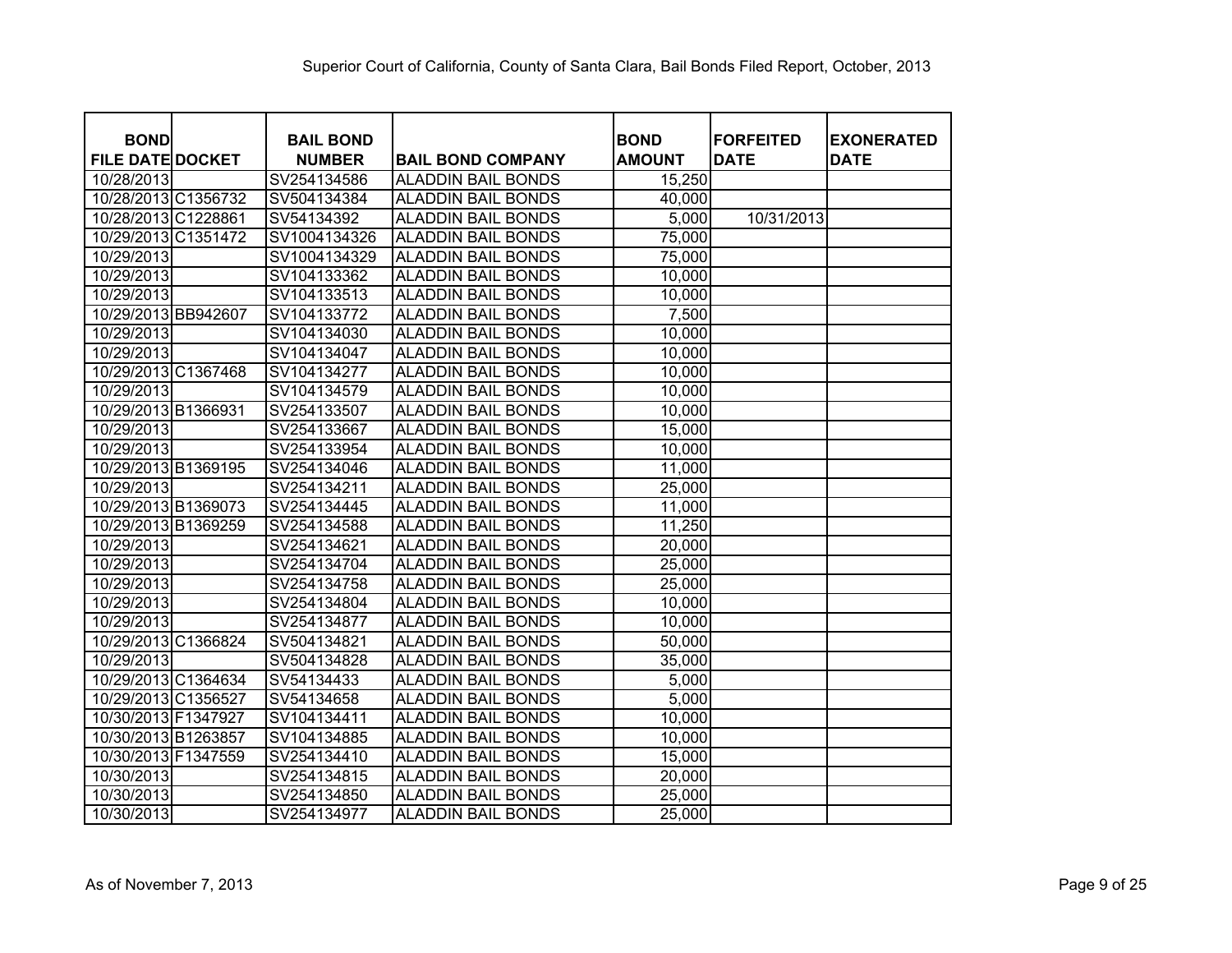Superior Court of California, County of Santa Clara, Bail Bonds Filed Report, October, 2013

| BOND FILE DATE | DOCKET | BAIL BOND NUMBER | BAIL BOND COMPANY | BOND AMOUNT | FORFEITED DATE | EXONERATED DATE |
|---|---|---|---|---|---|---|
| 10/28/2013 | | SV254134586 | ALADDIN BAIL BONDS | 15,250 | | |
| 10/28/2013 | C1356732 | SV504134384 | ALADDIN BAIL BONDS | 40,000 | | |
| 10/28/2013 | C1228861 | SV54134392 | ALADDIN BAIL BONDS | 5,000 | 10/31/2013 | |
| 10/29/2013 | C1351472 | SV1004134326 | ALADDIN BAIL BONDS | 75,000 | | |
| 10/29/2013 | | SV1004134329 | ALADDIN BAIL BONDS | 75,000 | | |
| 10/29/2013 | | SV104133362 | ALADDIN BAIL BONDS | 10,000 | | |
| 10/29/2013 | | SV104133513 | ALADDIN BAIL BONDS | 10,000 | | |
| 10/29/2013 | BB942607 | SV104133772 | ALADDIN BAIL BONDS | 7,500 | | |
| 10/29/2013 | | SV104134030 | ALADDIN BAIL BONDS | 10,000 | | |
| 10/29/2013 | | SV104134047 | ALADDIN BAIL BONDS | 10,000 | | |
| 10/29/2013 | C1367468 | SV104134277 | ALADDIN BAIL BONDS | 10,000 | | |
| 10/29/2013 | | SV104134579 | ALADDIN BAIL BONDS | 10,000 | | |
| 10/29/2013 | B1366931 | SV254133507 | ALADDIN BAIL BONDS | 10,000 | | |
| 10/29/2013 | | SV254133667 | ALADDIN BAIL BONDS | 15,000 | | |
| 10/29/2013 | | SV254133954 | ALADDIN BAIL BONDS | 10,000 | | |
| 10/29/2013 | B1369195 | SV254134046 | ALADDIN BAIL BONDS | 11,000 | | |
| 10/29/2013 | | SV254134211 | ALADDIN BAIL BONDS | 25,000 | | |
| 10/29/2013 | B1369073 | SV254134445 | ALADDIN BAIL BONDS | 11,000 | | |
| 10/29/2013 | B1369259 | SV254134588 | ALADDIN BAIL BONDS | 11,250 | | |
| 10/29/2013 | | SV254134621 | ALADDIN BAIL BONDS | 20,000 | | |
| 10/29/2013 | | SV254134704 | ALADDIN BAIL BONDS | 25,000 | | |
| 10/29/2013 | | SV254134758 | ALADDIN BAIL BONDS | 25,000 | | |
| 10/29/2013 | | SV254134804 | ALADDIN BAIL BONDS | 10,000 | | |
| 10/29/2013 | | SV254134877 | ALADDIN BAIL BONDS | 10,000 | | |
| 10/29/2013 | C1366824 | SV504134821 | ALADDIN BAIL BONDS | 50,000 | | |
| 10/29/2013 | | SV504134828 | ALADDIN BAIL BONDS | 35,000 | | |
| 10/29/2013 | C1364634 | SV54134433 | ALADDIN BAIL BONDS | 5,000 | | |
| 10/29/2013 | C1356527 | SV54134658 | ALADDIN BAIL BONDS | 5,000 | | |
| 10/30/2013 | F1347927 | SV104134411 | ALADDIN BAIL BONDS | 10,000 | | |
| 10/30/2013 | B1263857 | SV104134885 | ALADDIN BAIL BONDS | 10,000 | | |
| 10/30/2013 | F1347559 | SV254134410 | ALADDIN BAIL BONDS | 15,000 | | |
| 10/30/2013 | | SV254134815 | ALADDIN BAIL BONDS | 20,000 | | |
| 10/30/2013 | | SV254134850 | ALADDIN BAIL BONDS | 25,000 | | |
| 10/30/2013 | | SV254134977 | ALADDIN BAIL BONDS | 25,000 | | |

As of November 7, 2013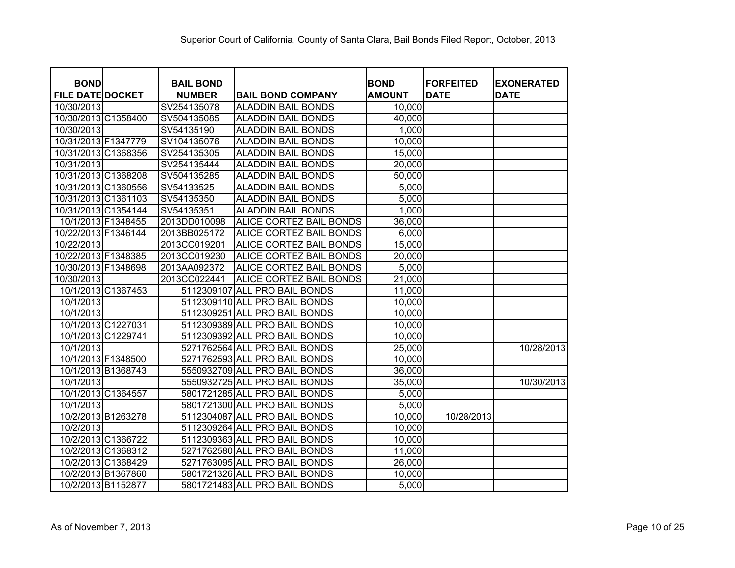# Superior Court of California, County of Santa Clara, Bail Bonds Filed Report, October, 2013

| BOND FILE DATE | DOCKET | BAIL BOND NUMBER | BAIL BOND COMPANY | BOND AMOUNT | FORFEITED DATE | EXONERATED DATE |
|---|---|---|---|---|---|---|
| 10/30/2013 | | SV254135078 | ALADDIN BAIL BONDS | 10,000 | | |
| 10/30/2013 | C1358400 | SV504135085 | ALADDIN BAIL BONDS | 40,000 | | |
| 10/30/2013 | | SV54135190 | ALADDIN BAIL BONDS | 1,000 | | |
| 10/31/2013 | F1347779 | SV104135076 | ALADDIN BAIL BONDS | 10,000 | | |
| 10/31/2013 | C1368356 | SV254135305 | ALADDIN BAIL BONDS | 15,000 | | |
| 10/31/2013 | | SV254135444 | ALADDIN BAIL BONDS | 20,000 | | |
| 10/31/2013 | C1368208 | SV504135285 | ALADDIN BAIL BONDS | 50,000 | | |
| 10/31/2013 | C1360556 | SV54133525 | ALADDIN BAIL BONDS | 5,000 | | |
| 10/31/2013 | C1361103 | SV54135350 | ALADDIN BAIL BONDS | 5,000 | | |
| 10/31/2013 | C1354144 | SV54135351 | ALADDIN BAIL BONDS | 1,000 | | |
| 10/1/2013 | F1348455 | 2013DD010098 | ALICE CORTEZ BAIL BONDS | 36,000 | | |
| 10/22/2013 | F1346144 | 2013BB025172 | ALICE CORTEZ BAIL BONDS | 6,000 | | |
| 10/22/2013 | | 2013CC019201 | ALICE CORTEZ BAIL BONDS | 15,000 | | |
| 10/22/2013 | F1348385 | 2013CC019230 | ALICE CORTEZ BAIL BONDS | 20,000 | | |
| 10/30/2013 | F1348698 | 2013AA092372 | ALICE CORTEZ BAIL BONDS | 5,000 | | |
| 10/30/2013 | | 2013CC022441 | ALICE CORTEZ BAIL BONDS | 21,000 | | |
| 10/1/2013 | C1367453 | 5112309107 | ALL PRO BAIL BONDS | 11,000 | | |
| 10/1/2013 | | 5112309110 | ALL PRO BAIL BONDS | 10,000 | | |
| 10/1/2013 | | 5112309251 | ALL PRO BAIL BONDS | 10,000 | | |
| 10/1/2013 | C1227031 | 5112309389 | ALL PRO BAIL BONDS | 10,000 | | |
| 10/1/2013 | C1229741 | 5112309392 | ALL PRO BAIL BONDS | 10,000 | | |
| 10/1/2013 | | 5271762564 | ALL PRO BAIL BONDS | 25,000 | | 10/28/2013 |
| 10/1/2013 | F1348500 | 5271762593 | ALL PRO BAIL BONDS | 10,000 | | |
| 10/1/2013 | B1368743 | 5550932709 | ALL PRO BAIL BONDS | 36,000 | | |
| 10/1/2013 | | 5550932725 | ALL PRO BAIL BONDS | 35,000 | | 10/30/2013 |
| 10/1/2013 | C1364557 | 5801721285 | ALL PRO BAIL BONDS | 5,000 | | |
| 10/1/2013 | | 5801721300 | ALL PRO BAIL BONDS | 5,000 | | |
| 10/2/2013 | B1263278 | 5112304087 | ALL PRO BAIL BONDS | 10,000 | 10/28/2013 | |
| 10/2/2013 | | 5112309264 | ALL PRO BAIL BONDS | 10,000 | | |
| 10/2/2013 | C1366722 | 5112309363 | ALL PRO BAIL BONDS | 10,000 | | |
| 10/2/2013 | C1368312 | 5271762580 | ALL PRO BAIL BONDS | 11,000 | | |
| 10/2/2013 | C1368429 | 5271763095 | ALL PRO BAIL BONDS | 26,000 | | |
| 10/2/2013 | B1367860 | 5801721326 | ALL PRO BAIL BONDS | 10,000 | | |
| 10/2/2013 | B1152877 | 5801721483 | ALL PRO BAIL BONDS | 5,000 | | |

As of November 7, 2013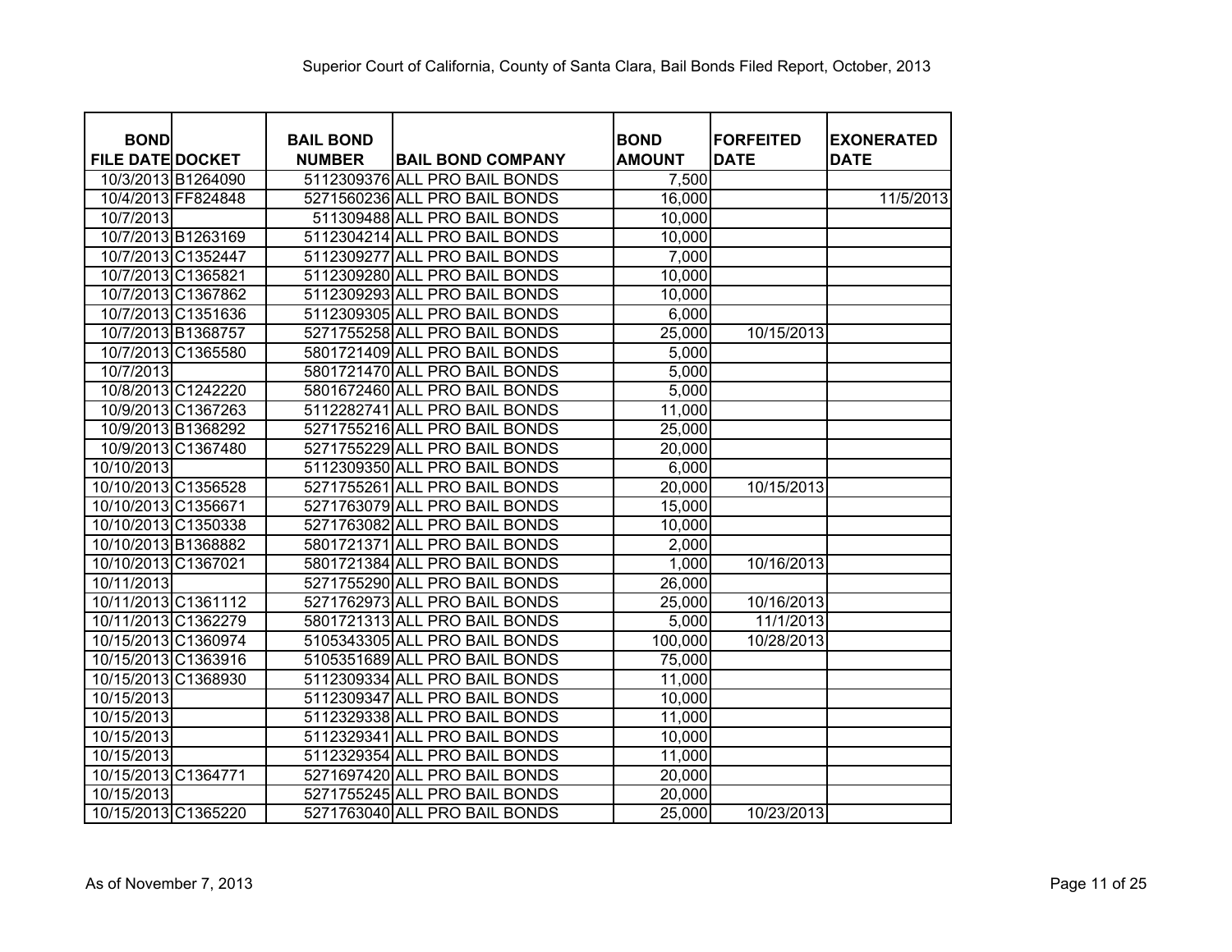Superior Court of California, County of Santa Clara, Bail Bonds Filed Report, October, 2013

| BOND FILE DATE | DOCKET | BAIL BOND NUMBER | BAIL BOND COMPANY | BOND AMOUNT | FORFEITED DATE | EXONERATED DATE |
|---|---|---|---|---|---|---|
| 10/3/2013 | B1264090 | 5112309376 | ALL PRO BAIL BONDS | 7,500 | | |
| 10/4/2013 | FF824848 | 5271560236 | ALL PRO BAIL BONDS | 16,000 | | 11/5/2013 |
| 10/7/2013 | | 511309488 | ALL PRO BAIL BONDS | 10,000 | | |
| 10/7/2013 | B1263169 | 5112304214 | ALL PRO BAIL BONDS | 10,000 | | |
| 10/7/2013 | C1352447 | 5112309277 | ALL PRO BAIL BONDS | 7,000 | | |
| 10/7/2013 | C1365821 | 5112309280 | ALL PRO BAIL BONDS | 10,000 | | |
| 10/7/2013 | C1367862 | 5112309293 | ALL PRO BAIL BONDS | 10,000 | | |
| 10/7/2013 | C1351636 | 5112309305 | ALL PRO BAIL BONDS | 6,000 | | |
| 10/7/2013 | B1368757 | 5271755258 | ALL PRO BAIL BONDS | 25,000 | 10/15/2013 | |
| 10/7/2013 | C1365580 | 5801721409 | ALL PRO BAIL BONDS | 5,000 | | |
| 10/7/2013 | | 5801721470 | ALL PRO BAIL BONDS | 5,000 | | |
| 10/8/2013 | C1242220 | 5801672460 | ALL PRO BAIL BONDS | 5,000 | | |
| 10/9/2013 | C1367263 | 5112282741 | ALL PRO BAIL BONDS | 11,000 | | |
| 10/9/2013 | B1368292 | 5271755216 | ALL PRO BAIL BONDS | 25,000 | | |
| 10/9/2013 | C1367480 | 5271755229 | ALL PRO BAIL BONDS | 20,000 | | |
| 10/10/2013 | | 5112309350 | ALL PRO BAIL BONDS | 6,000 | | |
| 10/10/2013 | C1356528 | 5271755261 | ALL PRO BAIL BONDS | 20,000 | 10/15/2013 | |
| 10/10/2013 | C1356671 | 5271763079 | ALL PRO BAIL BONDS | 15,000 | | |
| 10/10/2013 | C1350338 | 5271763082 | ALL PRO BAIL BONDS | 10,000 | | |
| 10/10/2013 | B1368882 | 5801721371 | ALL PRO BAIL BONDS | 2,000 | | |
| 10/10/2013 | C1367021 | 5801721384 | ALL PRO BAIL BONDS | 1,000 | 10/16/2013 | |
| 10/11/2013 | | 5271755290 | ALL PRO BAIL BONDS | 26,000 | | |
| 10/11/2013 | C1361112 | 5271762973 | ALL PRO BAIL BONDS | 25,000 | 10/16/2013 | |
| 10/11/2013 | C1362279 | 5801721313 | ALL PRO BAIL BONDS | 5,000 | 11/1/2013 | |
| 10/15/2013 | C1360974 | 5105343305 | ALL PRO BAIL BONDS | 100,000 | 10/28/2013 | |
| 10/15/2013 | C1363916 | 5105351689 | ALL PRO BAIL BONDS | 75,000 | | |
| 10/15/2013 | C1368930 | 5112309334 | ALL PRO BAIL BONDS | 11,000 | | |
| 10/15/2013 | | 5112309347 | ALL PRO BAIL BONDS | 10,000 | | |
| 10/15/2013 | | 5112329338 | ALL PRO BAIL BONDS | 11,000 | | |
| 10/15/2013 | | 5112329341 | ALL PRO BAIL BONDS | 10,000 | | |
| 10/15/2013 | | 5112329354 | ALL PRO BAIL BONDS | 11,000 | | |
| 10/15/2013 | C1364771 | 5271697420 | ALL PRO BAIL BONDS | 20,000 | | |
| 10/15/2013 | | 5271755245 | ALL PRO BAIL BONDS | 20,000 | | |
| 10/15/2013 | C1365220 | 5271763040 | ALL PRO BAIL BONDS | 25,000 | 10/23/2013 | |

As of November 7, 2013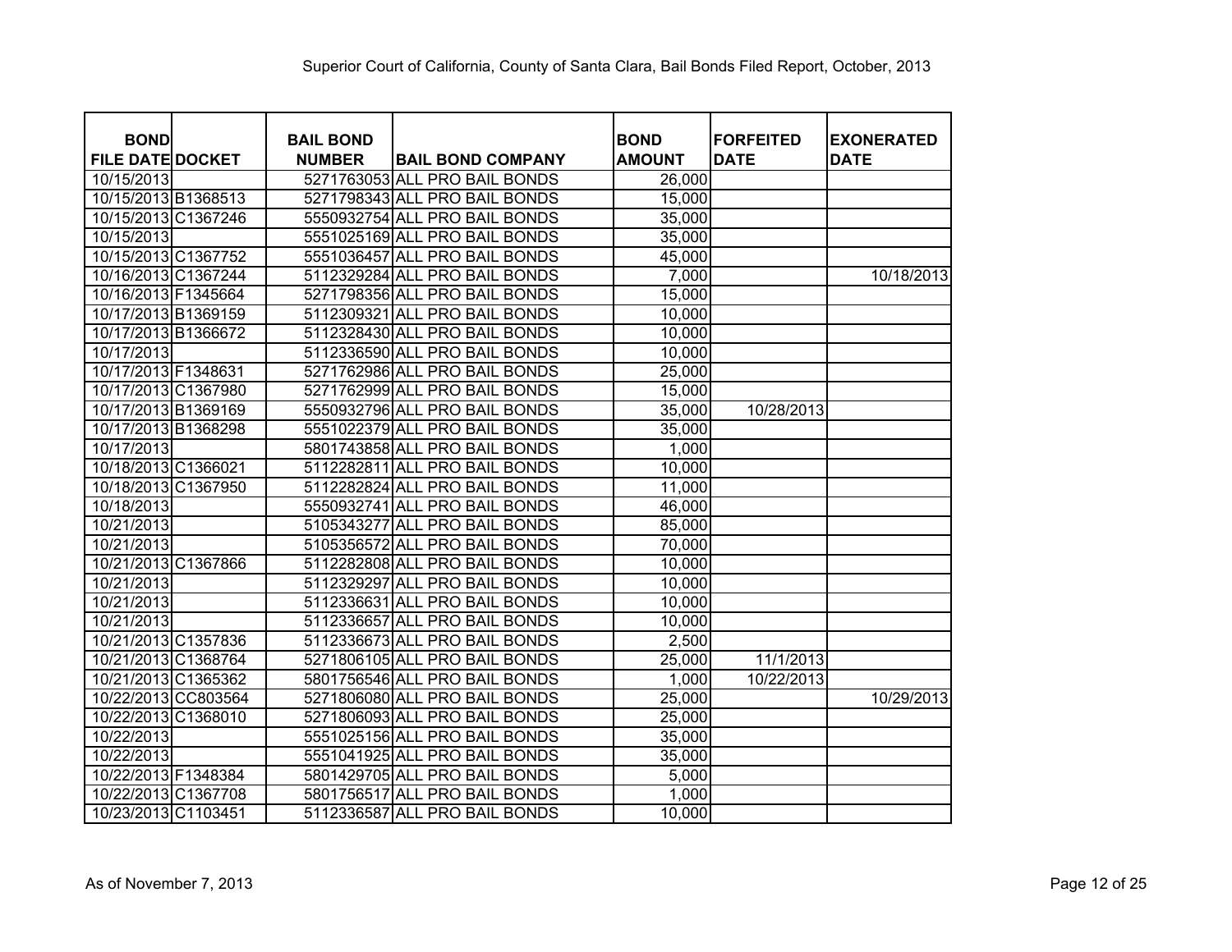Superior Court of California, County of Santa Clara, Bail Bonds Filed Report, October, 2013

| BOND FILE DATE | DOCKET | BAIL BOND NUMBER | BAIL BOND COMPANY | BOND AMOUNT | FORFEITED DATE | EXONERATED DATE |
|---|---|---|---|---|---|---|
| 10/15/2013 | | 5271763053 | ALL PRO BAIL BONDS | 26,000 | | |
| 10/15/2013 | B1368513 | 5271798343 | ALL PRO BAIL BONDS | 15,000 | | |
| 10/15/2013 | C1367246 | 5550932754 | ALL PRO BAIL BONDS | 35,000 | | |
| 10/15/2013 | | 5551025169 | ALL PRO BAIL BONDS | 35,000 | | |
| 10/15/2013 | C1367752 | 5551036457 | ALL PRO BAIL BONDS | 45,000 | | |
| 10/16/2013 | C1367244 | 5112329284 | ALL PRO BAIL BONDS | 7,000 | | 10/18/2013 |
| 10/16/2013 | F1345664 | 5271798356 | ALL PRO BAIL BONDS | 15,000 | | |
| 10/17/2013 | B1369159 | 5112309321 | ALL PRO BAIL BONDS | 10,000 | | |
| 10/17/2013 | B1366672 | 5112328430 | ALL PRO BAIL BONDS | 10,000 | | |
| 10/17/2013 | | 5112336590 | ALL PRO BAIL BONDS | 10,000 | | |
| 10/17/2013 | F1348631 | 5271762986 | ALL PRO BAIL BONDS | 25,000 | | |
| 10/17/2013 | C1367980 | 5271762999 | ALL PRO BAIL BONDS | 15,000 | | |
| 10/17/2013 | B1369169 | 5550932796 | ALL PRO BAIL BONDS | 35,000 | 10/28/2013 | |
| 10/17/2013 | B1368298 | 5551022379 | ALL PRO BAIL BONDS | 35,000 | | |
| 10/17/2013 | | 5801743858 | ALL PRO BAIL BONDS | 1,000 | | |
| 10/18/2013 | C1366021 | 5112282811 | ALL PRO BAIL BONDS | 10,000 | | |
| 10/18/2013 | C1367950 | 5112282824 | ALL PRO BAIL BONDS | 11,000 | | |
| 10/18/2013 | | 5550932741 | ALL PRO BAIL BONDS | 46,000 | | |
| 10/21/2013 | | 5105343277 | ALL PRO BAIL BONDS | 85,000 | | |
| 10/21/2013 | | 5105356572 | ALL PRO BAIL BONDS | 70,000 | | |
| 10/21/2013 | C1367866 | 5112282808 | ALL PRO BAIL BONDS | 10,000 | | |
| 10/21/2013 | | 5112329297 | ALL PRO BAIL BONDS | 10,000 | | |
| 10/21/2013 | | 5112336631 | ALL PRO BAIL BONDS | 10,000 | | |
| 10/21/2013 | | 5112336657 | ALL PRO BAIL BONDS | 10,000 | | |
| 10/21/2013 | C1357836 | 5112336673 | ALL PRO BAIL BONDS | 2,500 | | |
| 10/21/2013 | C1368764 | 5271806105 | ALL PRO BAIL BONDS | 25,000 | 11/1/2013 | |
| 10/21/2013 | C1365362 | 5801756546 | ALL PRO BAIL BONDS | 1,000 | 10/22/2013 | |
| 10/22/2013 | CC803564 | 5271806080 | ALL PRO BAIL BONDS | 25,000 | | 10/29/2013 |
| 10/22/2013 | C1368010 | 5271806093 | ALL PRO BAIL BONDS | 25,000 | | |
| 10/22/2013 | | 5551025156 | ALL PRO BAIL BONDS | 35,000 | | |
| 10/22/2013 | | 5551041925 | ALL PRO BAIL BONDS | 35,000 | | |
| 10/22/2013 | F1348384 | 5801429705 | ALL PRO BAIL BONDS | 5,000 | | |
| 10/22/2013 | C1367708 | 5801756517 | ALL PRO BAIL BONDS | 1,000 | | |
| 10/23/2013 | C1103451 | 5112336587 | ALL PRO BAIL BONDS | 10,000 | | |

As of November 7, 2013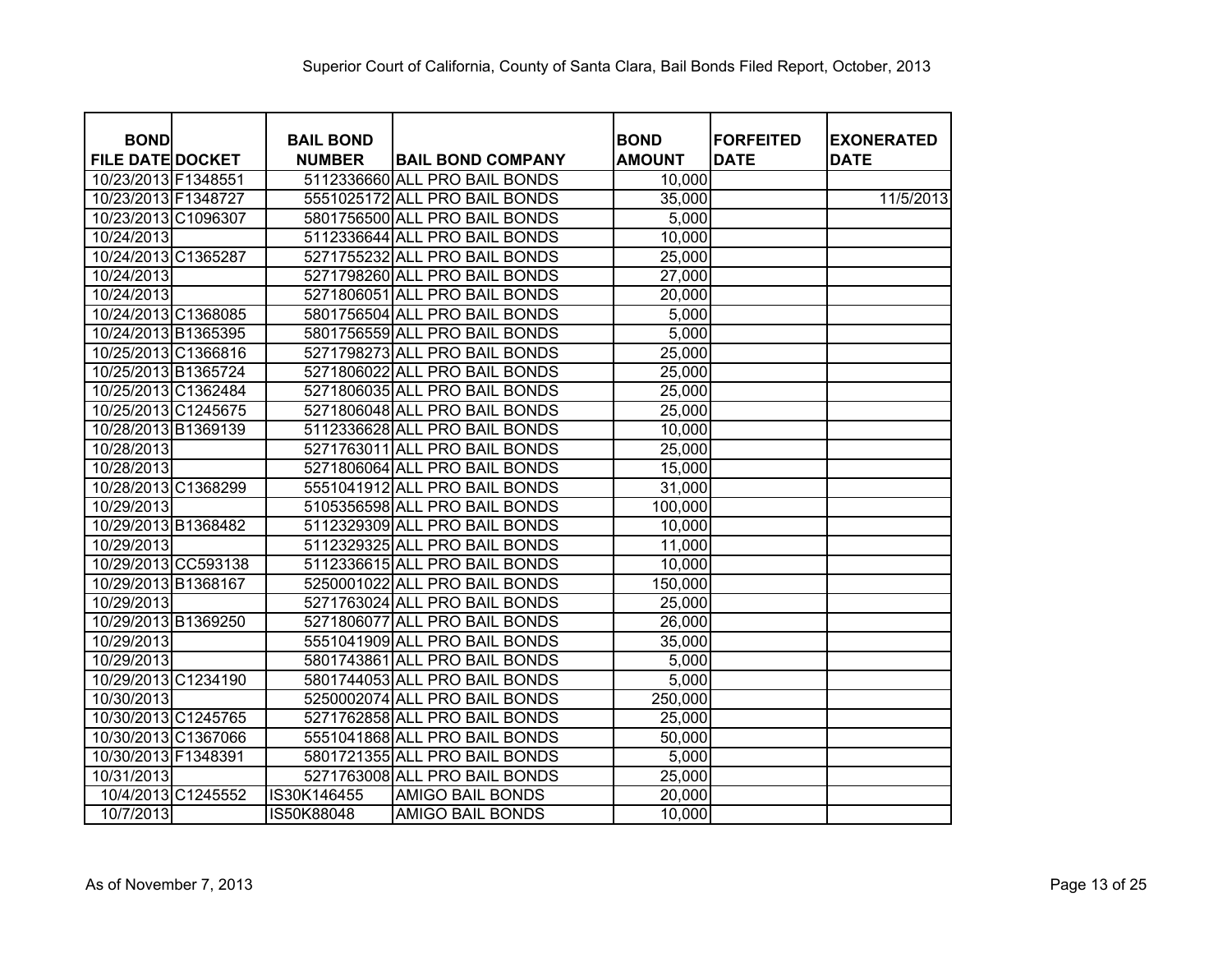Superior Court of California, County of Santa Clara, Bail Bonds Filed Report, October, 2013

| BOND FILE DATE | DOCKET | BAIL BOND NUMBER | BAIL BOND COMPANY | BOND AMOUNT | FORFEITED DATE | EXONERATED DATE |
|---|---|---|---|---|---|---|
| 10/23/2013 | F1348551 | 5112336660 | ALL PRO BAIL BONDS | 10,000 | | |
| 10/23/2013 | F1348727 | 5551025172 | ALL PRO BAIL BONDS | 35,000 | | 11/5/2013 |
| 10/23/2013 | C1096307 | 5801756500 | ALL PRO BAIL BONDS | 5,000 | | |
| 10/24/2013 | | 5112336644 | ALL PRO BAIL BONDS | 10,000 | | |
| 10/24/2013 | C1365287 | 5271755232 | ALL PRO BAIL BONDS | 25,000 | | |
| 10/24/2013 | | 5271798260 | ALL PRO BAIL BONDS | 27,000 | | |
| 10/24/2013 | | 5271806051 | ALL PRO BAIL BONDS | 20,000 | | |
| 10/24/2013 | C1368085 | 5801756504 | ALL PRO BAIL BONDS | 5,000 | | |
| 10/24/2013 | B1365395 | 5801756559 | ALL PRO BAIL BONDS | 5,000 | | |
| 10/25/2013 | C1366816 | 5271798273 | ALL PRO BAIL BONDS | 25,000 | | |
| 10/25/2013 | B1365724 | 5271806022 | ALL PRO BAIL BONDS | 25,000 | | |
| 10/25/2013 | C1362484 | 5271806035 | ALL PRO BAIL BONDS | 25,000 | | |
| 10/25/2013 | C1245675 | 5271806048 | ALL PRO BAIL BONDS | 25,000 | | |
| 10/28/2013 | B1369139 | 5112336628 | ALL PRO BAIL BONDS | 10,000 | | |
| 10/28/2013 | | 5271763011 | ALL PRO BAIL BONDS | 25,000 | | |
| 10/28/2013 | | 5271806064 | ALL PRO BAIL BONDS | 15,000 | | |
| 10/28/2013 | C1368299 | 5551041912 | ALL PRO BAIL BONDS | 31,000 | | |
| 10/29/2013 | | 5105356598 | ALL PRO BAIL BONDS | 100,000 | | |
| 10/29/2013 | B1368482 | 5112329309 | ALL PRO BAIL BONDS | 10,000 | | |
| 10/29/2013 | | 5112329325 | ALL PRO BAIL BONDS | 11,000 | | |
| 10/29/2013 | CC593138 | 5112336615 | ALL PRO BAIL BONDS | 10,000 | | |
| 10/29/2013 | B1368167 | 5250001022 | ALL PRO BAIL BONDS | 150,000 | | |
| 10/29/2013 | | 5271763024 | ALL PRO BAIL BONDS | 25,000 | | |
| 10/29/2013 | B1369250 | 5271806077 | ALL PRO BAIL BONDS | 26,000 | | |
| 10/29/2013 | | 5551041909 | ALL PRO BAIL BONDS | 35,000 | | |
| 10/29/2013 | | 5801743861 | ALL PRO BAIL BONDS | 5,000 | | |
| 10/29/2013 | C1234190 | 5801744053 | ALL PRO BAIL BONDS | 5,000 | | |
| 10/30/2013 | | 5250002074 | ALL PRO BAIL BONDS | 250,000 | | |
| 10/30/2013 | C1245765 | 5271762858 | ALL PRO BAIL BONDS | 25,000 | | |
| 10/30/2013 | C1367066 | 5551041868 | ALL PRO BAIL BONDS | 50,000 | | |
| 10/30/2013 | F1348391 | 5801721355 | ALL PRO BAIL BONDS | 5,000 | | |
| 10/31/2013 | | 5271763008 | ALL PRO BAIL BONDS | 25,000 | | |
| 10/4/2013 | C1245552 | IS30K146455 | AMIGO BAIL BONDS | 20,000 | | |
| 10/7/2013 | | IS50K88048 | AMIGO BAIL BONDS | 10,000 | | |

As of November 7, 2013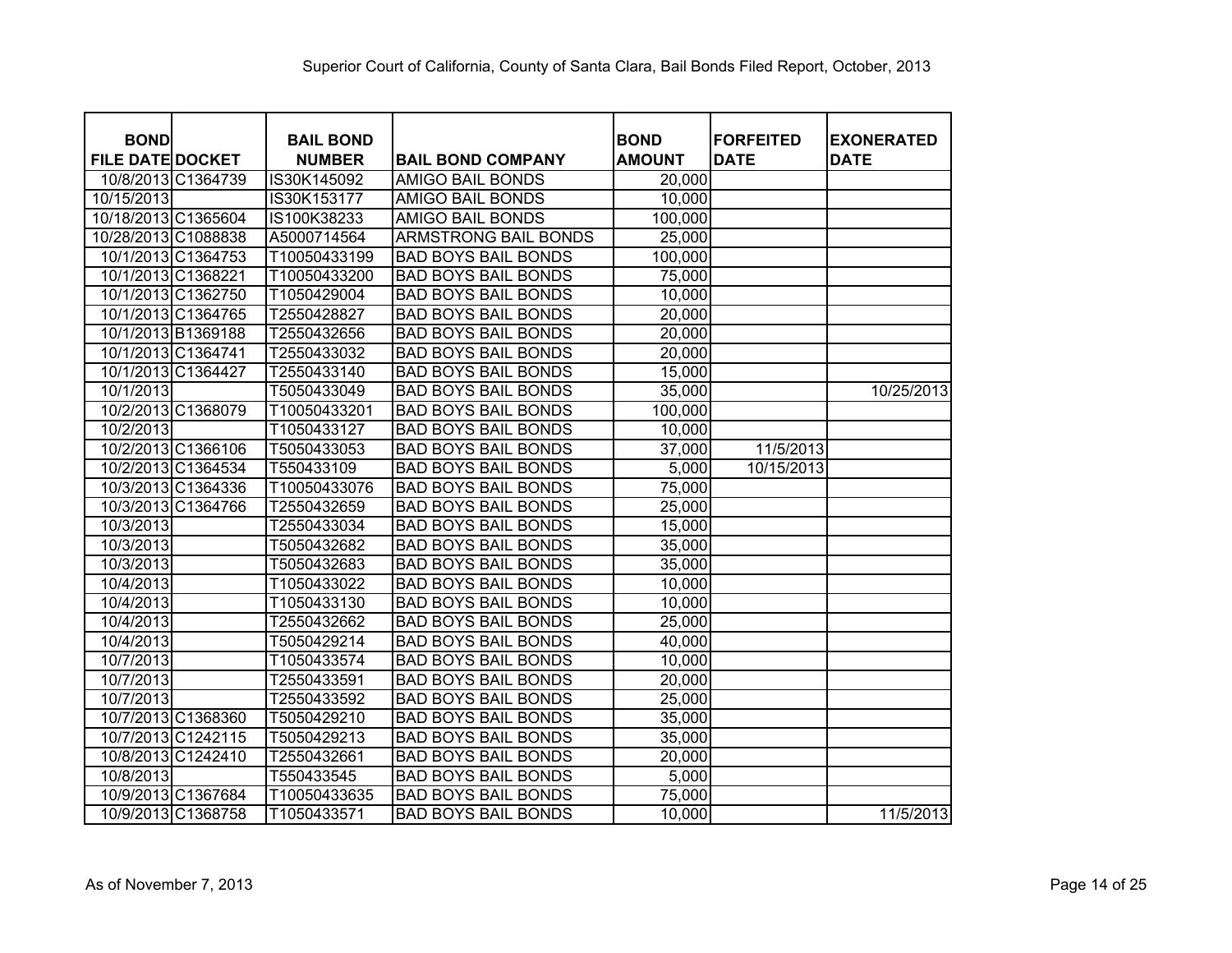Superior Court of California, County of Santa Clara, Bail Bonds Filed Report, October, 2013

| BOND FILE DATE | DOCKET | BAIL BOND NUMBER | BAIL BOND COMPANY | BOND AMOUNT | FORFEITED DATE | EXONERATED DATE |
|---|---|---|---|---|---|---|
| 10/8/2013 | C1364739 | IS30K145092 | AMIGO BAIL BONDS | 20,000 | | |
| 10/15/2013 | | IS30K153177 | AMIGO BAIL BONDS | 10,000 | | |
| 10/18/2013 | C1365604 | IS100K38233 | AMIGO BAIL BONDS | 100,000 | | |
| 10/28/2013 | C1088838 | A5000714564 | ARMSTRONG BAIL BONDS | 25,000 | | |
| 10/1/2013 | C1364753 | T10050433199 | BAD BOYS BAIL BONDS | 100,000 | | |
| 10/1/2013 | C1368221 | T10050433200 | BAD BOYS BAIL BONDS | 75,000 | | |
| 10/1/2013 | C1362750 | T1050429004 | BAD BOYS BAIL BONDS | 10,000 | | |
| 10/1/2013 | C1364765 | T2550428827 | BAD BOYS BAIL BONDS | 20,000 | | |
| 10/1/2013 | B1369188 | T2550432656 | BAD BOYS BAIL BONDS | 20,000 | | |
| 10/1/2013 | C1364741 | T2550433032 | BAD BOYS BAIL BONDS | 20,000 | | |
| 10/1/2013 | C1364427 | T2550433140 | BAD BOYS BAIL BONDS | 15,000 | | |
| 10/1/2013 | | T5050433049 | BAD BOYS BAIL BONDS | 35,000 | | 10/25/2013 |
| 10/2/2013 | C1368079 | T10050433201 | BAD BOYS BAIL BONDS | 100,000 | | |
| 10/2/2013 | | T1050433127 | BAD BOYS BAIL BONDS | 10,000 | | |
| 10/2/2013 | C1366106 | T5050433053 | BAD BOYS BAIL BONDS | 37,000 | 11/5/2013 | |
| 10/2/2013 | C1364534 | T550433109 | BAD BOYS BAIL BONDS | 5,000 | 10/15/2013 | |
| 10/3/2013 | C1364336 | T10050433076 | BAD BOYS BAIL BONDS | 75,000 | | |
| 10/3/2013 | C1364766 | T2550432659 | BAD BOYS BAIL BONDS | 25,000 | | |
| 10/3/2013 | | T2550433034 | BAD BOYS BAIL BONDS | 15,000 | | |
| 10/3/2013 | | T5050432682 | BAD BOYS BAIL BONDS | 35,000 | | |
| 10/3/2013 | | T5050432683 | BAD BOYS BAIL BONDS | 35,000 | | |
| 10/4/2013 | | T1050433022 | BAD BOYS BAIL BONDS | 10,000 | | |
| 10/4/2013 | | T1050433130 | BAD BOYS BAIL BONDS | 10,000 | | |
| 10/4/2013 | | T2550432662 | BAD BOYS BAIL BONDS | 25,000 | | |
| 10/4/2013 | | T5050429214 | BAD BOYS BAIL BONDS | 40,000 | | |
| 10/7/2013 | | T1050433574 | BAD BOYS BAIL BONDS | 10,000 | | |
| 10/7/2013 | | T2550433591 | BAD BOYS BAIL BONDS | 20,000 | | |
| 10/7/2013 | | T2550433592 | BAD BOYS BAIL BONDS | 25,000 | | |
| 10/7/2013 | C1368360 | T5050429210 | BAD BOYS BAIL BONDS | 35,000 | | |
| 10/7/2013 | C1242115 | T5050429213 | BAD BOYS BAIL BONDS | 35,000 | | |
| 10/8/2013 | C1242410 | T2550432661 | BAD BOYS BAIL BONDS | 20,000 | | |
| 10/8/2013 | | T550433545 | BAD BOYS BAIL BONDS | 5,000 | | |
| 10/9/2013 | C1367684 | T10050433635 | BAD BOYS BAIL BONDS | 75,000 | | |
| 10/9/2013 | C1368758 | T1050433571 | BAD BOYS BAIL BONDS | 10,000 | | 11/5/2013 |

As of November 7, 2013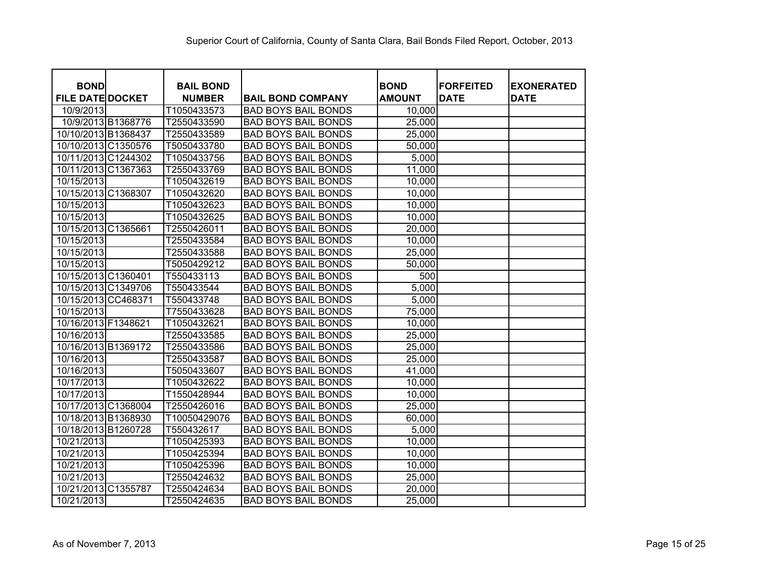Superior Court of California, County of Santa Clara, Bail Bonds Filed Report, October, 2013

| BOND FILE DATE | DOCKET | BAIL BOND NUMBER | BAIL BOND COMPANY | BOND AMOUNT | FORFEITED DATE | EXONERATED DATE |
|---|---|---|---|---|---|---|
| 10/9/2013 | | T1050433573 | BAD BOYS BAIL BONDS | 10,000 | | |
| 10/9/2013 | B1368776 | T2550433590 | BAD BOYS BAIL BONDS | 25,000 | | |
| 10/10/2013 | B1368437 | T2550433589 | BAD BOYS BAIL BONDS | 25,000 | | |
| 10/10/2013 | C1350576 | T5050433780 | BAD BOYS BAIL BONDS | 50,000 | | |
| 10/11/2013 | C1244302 | T1050433756 | BAD BOYS BAIL BONDS | 5,000 | | |
| 10/11/2013 | C1367363 | T2550433769 | BAD BOYS BAIL BONDS | 11,000 | | |
| 10/15/2013 | | T1050432619 | BAD BOYS BAIL BONDS | 10,000 | | |
| 10/15/2013 | C1368307 | T1050432620 | BAD BOYS BAIL BONDS | 10,000 | | |
| 10/15/2013 | | T1050432623 | BAD BOYS BAIL BONDS | 10,000 | | |
| 10/15/2013 | | T1050432625 | BAD BOYS BAIL BONDS | 10,000 | | |
| 10/15/2013 | C1365661 | T2550426011 | BAD BOYS BAIL BONDS | 20,000 | | |
| 10/15/2013 | | T2550433584 | BAD BOYS BAIL BONDS | 10,000 | | |
| 10/15/2013 | | T2550433588 | BAD BOYS BAIL BONDS | 25,000 | | |
| 10/15/2013 | | T5050429212 | BAD BOYS BAIL BONDS | 50,000 | | |
| 10/15/2013 | C1360401 | T550433113 | BAD BOYS BAIL BONDS | 500 | | |
| 10/15/2013 | C1349706 | T550433544 | BAD BOYS BAIL BONDS | 5,000 | | |
| 10/15/2013 | CC468371 | T550433748 | BAD BOYS BAIL BONDS | 5,000 | | |
| 10/15/2013 | | T7550433628 | BAD BOYS BAIL BONDS | 75,000 | | |
| 10/16/2013 | F1348621 | T1050432621 | BAD BOYS BAIL BONDS | 10,000 | | |
| 10/16/2013 | | T2550433585 | BAD BOYS BAIL BONDS | 25,000 | | |
| 10/16/2013 | B1369172 | T2550433586 | BAD BOYS BAIL BONDS | 25,000 | | |
| 10/16/2013 | | T2550433587 | BAD BOYS BAIL BONDS | 25,000 | | |
| 10/16/2013 | | T5050433607 | BAD BOYS BAIL BONDS | 41,000 | | |
| 10/17/2013 | | T1050432622 | BAD BOYS BAIL BONDS | 10,000 | | |
| 10/17/2013 | | T1550428944 | BAD BOYS BAIL BONDS | 10,000 | | |
| 10/17/2013 | C1368004 | T2550426016 | BAD BOYS BAIL BONDS | 25,000 | | |
| 10/18/2013 | B1368930 | T10050429076 | BAD BOYS BAIL BONDS | 60,000 | | |
| 10/18/2013 | B1260728 | T550432617 | BAD BOYS BAIL BONDS | 5,000 | | |
| 10/21/2013 | | T1050425393 | BAD BOYS BAIL BONDS | 10,000 | | |
| 10/21/2013 | | T1050425394 | BAD BOYS BAIL BONDS | 10,000 | | |
| 10/21/2013 | | T1050425396 | BAD BOYS BAIL BONDS | 10,000 | | |
| 10/21/2013 | | T2550424632 | BAD BOYS BAIL BONDS | 25,000 | | |
| 10/21/2013 | C1355787 | T2550424634 | BAD BOYS BAIL BONDS | 20,000 | | |
| 10/21/2013 | | T2550424635 | BAD BOYS BAIL BONDS | 25,000 | | |

As of November 7, 2013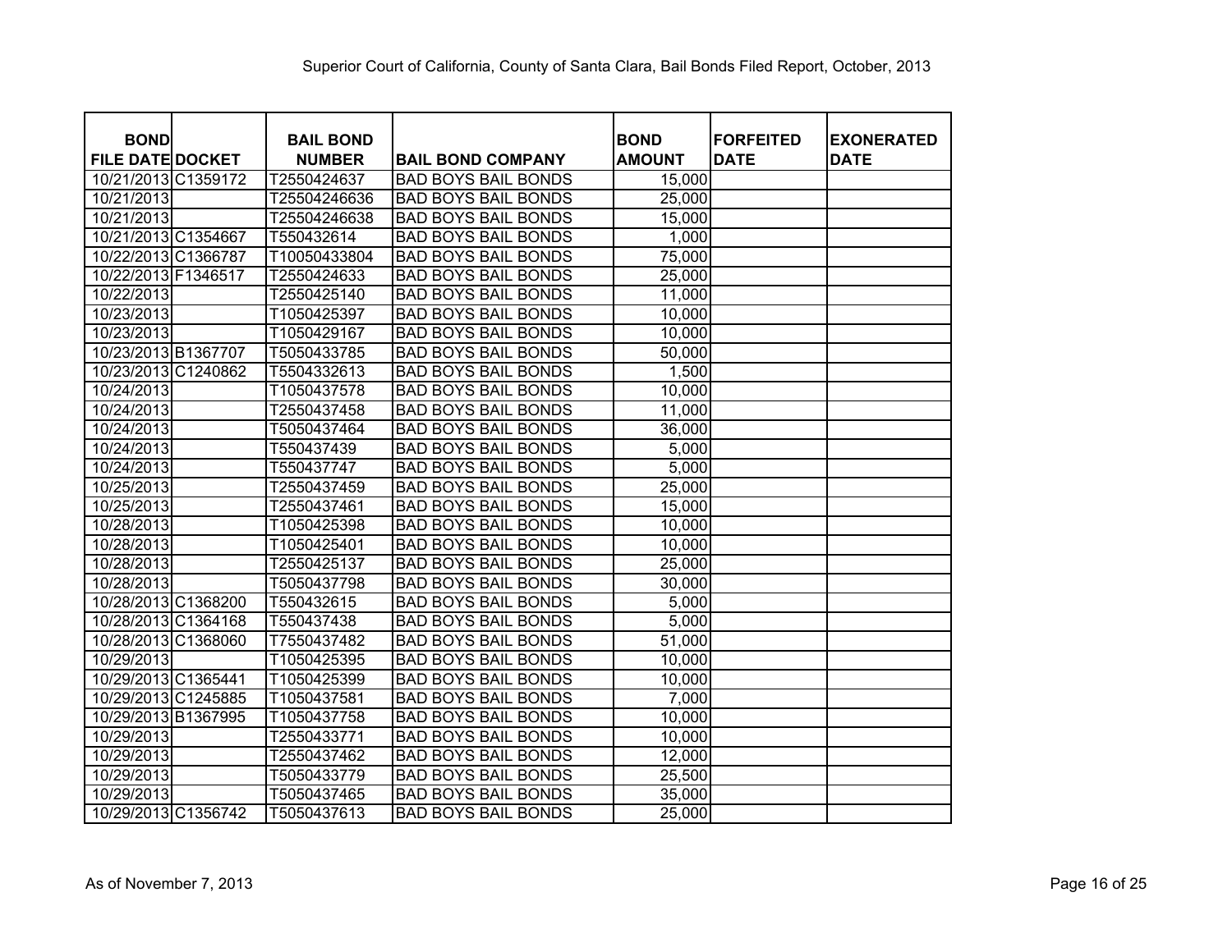Superior Court of California, County of Santa Clara, Bail Bonds Filed Report, October, 2013

| BOND FILE DATE | DOCKET | BAIL BOND NUMBER | BAIL BOND COMPANY | BOND AMOUNT | FORFEITED DATE | EXONERATED DATE |
|---|---|---|---|---|---|---|
| 10/21/2013 | C1359172 | T2550424637 | BAD BOYS BAIL BONDS | 15,000 | | |
| 10/21/2013 | | T25504246636 | BAD BOYS BAIL BONDS | 25,000 | | |
| 10/21/2013 | | T25504246638 | BAD BOYS BAIL BONDS | 15,000 | | |
| 10/21/2013 | C1354667 | T550432614 | BAD BOYS BAIL BONDS | 1,000 | | |
| 10/22/2013 | C1366787 | T10050433804 | BAD BOYS BAIL BONDS | 75,000 | | |
| 10/22/2013 | F1346517 | T2550424633 | BAD BOYS BAIL BONDS | 25,000 | | |
| 10/22/2013 | | T2550425140 | BAD BOYS BAIL BONDS | 11,000 | | |
| 10/23/2013 | | T1050425397 | BAD BOYS BAIL BONDS | 10,000 | | |
| 10/23/2013 | | T1050429167 | BAD BOYS BAIL BONDS | 10,000 | | |
| 10/23/2013 | B1367707 | T5050433785 | BAD BOYS BAIL BONDS | 50,000 | | |
| 10/23/2013 | C1240862 | T5504332613 | BAD BOYS BAIL BONDS | 1,500 | | |
| 10/24/2013 | | T1050437578 | BAD BOYS BAIL BONDS | 10,000 | | |
| 10/24/2013 | | T2550437458 | BAD BOYS BAIL BONDS | 11,000 | | |
| 10/24/2013 | | T5050437464 | BAD BOYS BAIL BONDS | 36,000 | | |
| 10/24/2013 | | T550437439 | BAD BOYS BAIL BONDS | 5,000 | | |
| 10/24/2013 | | T550437747 | BAD BOYS BAIL BONDS | 5,000 | | |
| 10/25/2013 | | T2550437459 | BAD BOYS BAIL BONDS | 25,000 | | |
| 10/25/2013 | | T2550437461 | BAD BOYS BAIL BONDS | 15,000 | | |
| 10/28/2013 | | T1050425398 | BAD BOYS BAIL BONDS | 10,000 | | |
| 10/28/2013 | | T1050425401 | BAD BOYS BAIL BONDS | 10,000 | | |
| 10/28/2013 | | T2550425137 | BAD BOYS BAIL BONDS | 25,000 | | |
| 10/28/2013 | | T5050437798 | BAD BOYS BAIL BONDS | 30,000 | | |
| 10/28/2013 | C1368200 | T550432615 | BAD BOYS BAIL BONDS | 5,000 | | |
| 10/28/2013 | C1364168 | T550437438 | BAD BOYS BAIL BONDS | 5,000 | | |
| 10/28/2013 | C1368060 | T7550437482 | BAD BOYS BAIL BONDS | 51,000 | | |
| 10/29/2013 | | T1050425395 | BAD BOYS BAIL BONDS | 10,000 | | |
| 10/29/2013 | C1365441 | T1050425399 | BAD BOYS BAIL BONDS | 10,000 | | |
| 10/29/2013 | C1245885 | T1050437581 | BAD BOYS BAIL BONDS | 7,000 | | |
| 10/29/2013 | B1367995 | T1050437758 | BAD BOYS BAIL BONDS | 10,000 | | |
| 10/29/2013 | | T2550433771 | BAD BOYS BAIL BONDS | 10,000 | | |
| 10/29/2013 | | T2550437462 | BAD BOYS BAIL BONDS | 12,000 | | |
| 10/29/2013 | | T5050433779 | BAD BOYS BAIL BONDS | 25,500 | | |
| 10/29/2013 | | T5050437465 | BAD BOYS BAIL BONDS | 35,000 | | |
| 10/29/2013 | C1356742 | T5050437613 | BAD BOYS BAIL BONDS | 25,000 | | |

As of November 7, 2013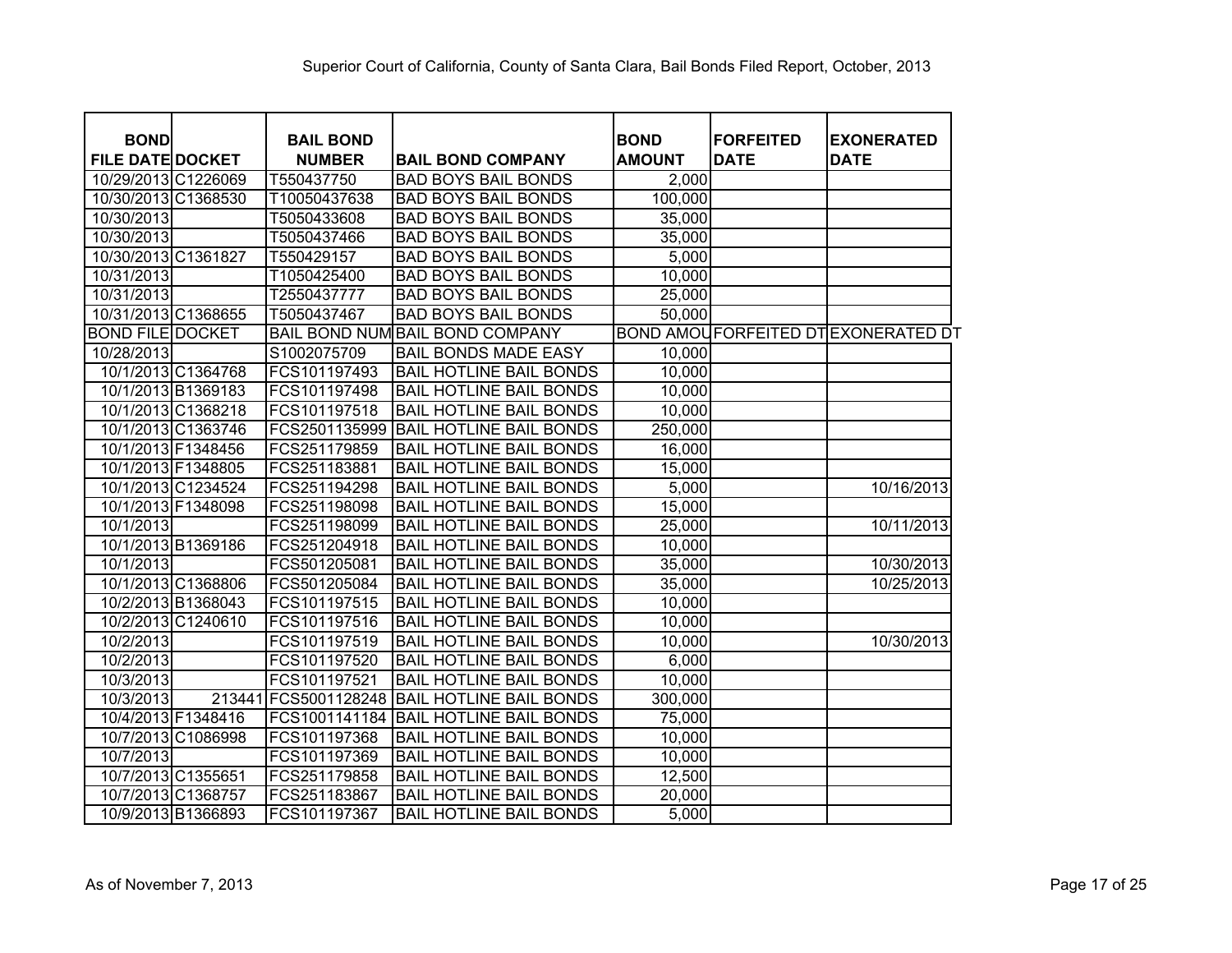Superior Court of California, County of Santa Clara, Bail Bonds Filed Report, October, 2013

| BOND FILE DATE | DOCKET | BAIL BOND NUMBER | BAIL BOND COMPANY | BOND AMOUNT | FORFEITED DATE | EXONERATED DATE |
|---|---|---|---|---|---|---|
| 10/29/2013 | C1226069 | T550437750 | BAD BOYS BAIL BONDS | 2,000 | | |
| 10/30/2013 | C1368530 | T10050437638 | BAD BOYS BAIL BONDS | 100,000 | | |
| 10/30/2013 | | T5050433608 | BAD BOYS BAIL BONDS | 35,000 | | |
| 10/30/2013 | | T5050437466 | BAD BOYS BAIL BONDS | 35,000 | | |
| 10/30/2013 | C1361827 | T550429157 | BAD BOYS BAIL BONDS | 5,000 | | |
| 10/31/2013 | | T1050425400 | BAD BOYS BAIL BONDS | 10,000 | | |
| 10/31/2013 | | T2550437777 | BAD BOYS BAIL BONDS | 25,000 | | |
| 10/31/2013 | C1368655 | T5050437467 | BAD BOYS BAIL BONDS | 50,000 | | |
| BOND FILE | DOCKET | BAIL BOND NUM | BAIL BOND COMPANY | BOND AMOU | FORFEITED DT | EXONERATED DT |
| 10/28/2013 | | S1002075709 | BAIL BONDS MADE EASY | 10,000 | | |
| 10/1/2013 | C1364768 | FCS101197493 | BAIL HOTLINE BAIL BONDS | 10,000 | | |
| 10/1/2013 | B1369183 | FCS101197498 | BAIL HOTLINE BAIL BONDS | 10,000 | | |
| 10/1/2013 | C1368218 | FCS101197518 | BAIL HOTLINE BAIL BONDS | 10,000 | | |
| 10/1/2013 | C1363746 | FCS2501135999 | BAIL HOTLINE BAIL BONDS | 250,000 | | |
| 10/1/2013 | F1348456 | FCS251179859 | BAIL HOTLINE BAIL BONDS | 16,000 | | |
| 10/1/2013 | F1348805 | FCS251183881 | BAIL HOTLINE BAIL BONDS | 15,000 | | |
| 10/1/2013 | C1234524 | FCS251194298 | BAIL HOTLINE BAIL BONDS | 5,000 | | 10/16/2013 |
| 10/1/2013 | F1348098 | FCS251198098 | BAIL HOTLINE BAIL BONDS | 15,000 | | |
| 10/1/2013 | | FCS251198099 | BAIL HOTLINE BAIL BONDS | 25,000 | | 10/11/2013 |
| 10/1/2013 | B1369186 | FCS251204918 | BAIL HOTLINE BAIL BONDS | 10,000 | | |
| 10/1/2013 | | FCS501205081 | BAIL HOTLINE BAIL BONDS | 35,000 | | 10/30/2013 |
| 10/1/2013 | C1368806 | FCS501205084 | BAIL HOTLINE BAIL BONDS | 35,000 | | 10/25/2013 |
| 10/2/2013 | B1368043 | FCS101197515 | BAIL HOTLINE BAIL BONDS | 10,000 | | |
| 10/2/2013 | C1240610 | FCS101197516 | BAIL HOTLINE BAIL BONDS | 10,000 | | |
| 10/2/2013 | | FCS101197519 | BAIL HOTLINE BAIL BONDS | 10,000 | | 10/30/2013 |
| 10/2/2013 | | FCS101197520 | BAIL HOTLINE BAIL BONDS | 6,000 | | |
| 10/3/2013 | | FCS101197521 | BAIL HOTLINE BAIL BONDS | 10,000 | | |
| 10/3/2013 | 213441 | FCS5001128248 | BAIL HOTLINE BAIL BONDS | 300,000 | | |
| 10/4/2013 | F1348416 | FCS1001141184 | BAIL HOTLINE BAIL BONDS | 75,000 | | |
| 10/7/2013 | C1086998 | FCS101197368 | BAIL HOTLINE BAIL BONDS | 10,000 | | |
| 10/7/2013 | | FCS101197369 | BAIL HOTLINE BAIL BONDS | 10,000 | | |
| 10/7/2013 | C1355651 | FCS251179858 | BAIL HOTLINE BAIL BONDS | 12,500 | | |
| 10/7/2013 | C1368757 | FCS251183867 | BAIL HOTLINE BAIL BONDS | 20,000 | | |
| 10/9/2013 | B1366893 | FCS101197367 | BAIL HOTLINE BAIL BONDS | 5,000 | | |

As of November 7, 2013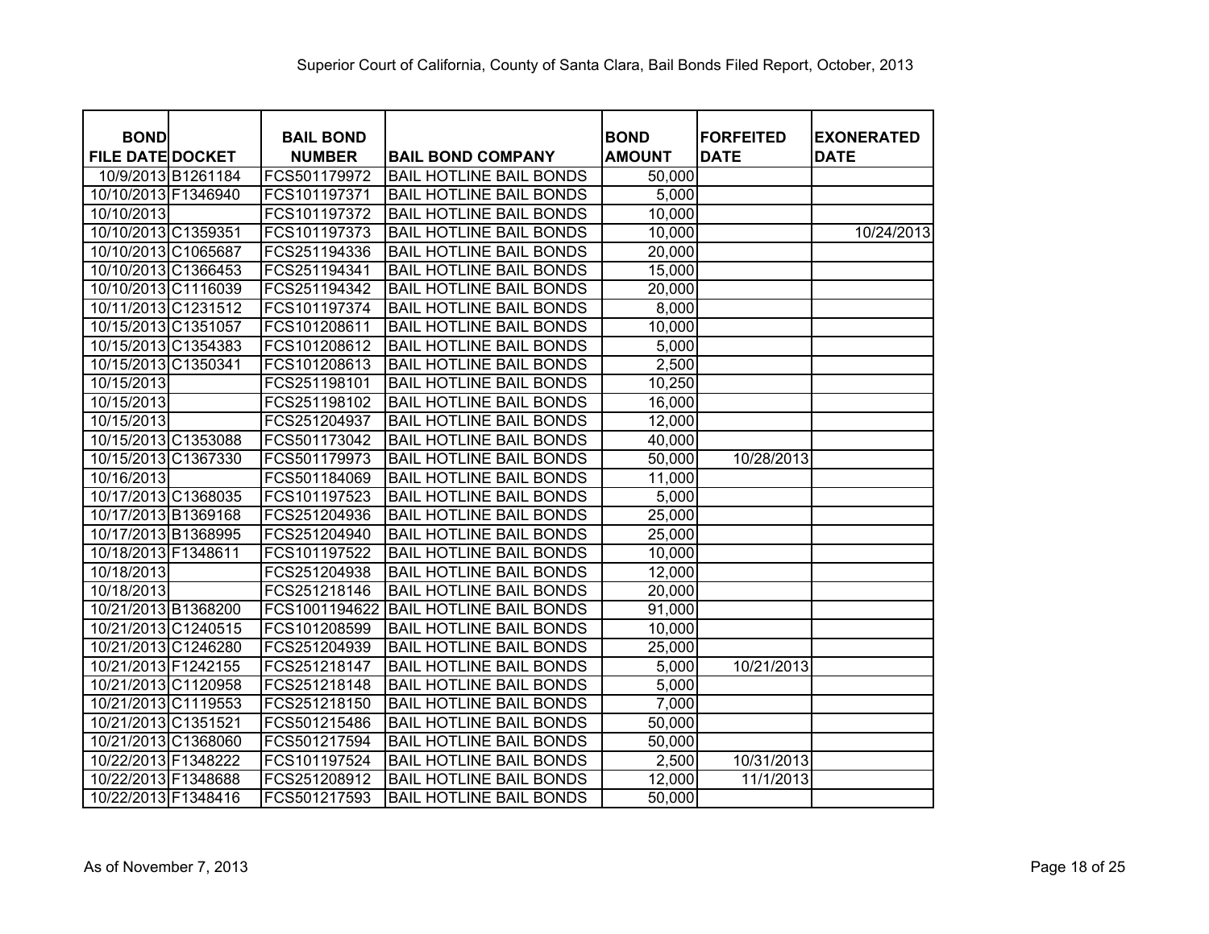Superior Court of California, County of Santa Clara, Bail Bonds Filed Report, October, 2013

| BOND FILE DATE | DOCKET | BAIL BOND NUMBER | BAIL BOND COMPANY | BOND AMOUNT | FORFEITED DATE | EXONERATED DATE |
|---|---|---|---|---|---|---|
| 10/9/2013 | B1261184 | FCS501179972 | BAIL HOTLINE BAIL BONDS | 50,000 | | |
| 10/10/2013 | F1346940 | FCS101197371 | BAIL HOTLINE BAIL BONDS | 5,000 | | |
| 10/10/2013 | | FCS101197372 | BAIL HOTLINE BAIL BONDS | 10,000 | | |
| 10/10/2013 | C1359351 | FCS101197373 | BAIL HOTLINE BAIL BONDS | 10,000 | | 10/24/2013 |
| 10/10/2013 | C1065687 | FCS251194336 | BAIL HOTLINE BAIL BONDS | 20,000 | | |
| 10/10/2013 | C1366453 | FCS251194341 | BAIL HOTLINE BAIL BONDS | 15,000 | | |
| 10/10/2013 | C1116039 | FCS251194342 | BAIL HOTLINE BAIL BONDS | 20,000 | | |
| 10/11/2013 | C1231512 | FCS101197374 | BAIL HOTLINE BAIL BONDS | 8,000 | | |
| 10/15/2013 | C1351057 | FCS101208611 | BAIL HOTLINE BAIL BONDS | 10,000 | | |
| 10/15/2013 | C1354383 | FCS101208612 | BAIL HOTLINE BAIL BONDS | 5,000 | | |
| 10/15/2013 | C1350341 | FCS101208613 | BAIL HOTLINE BAIL BONDS | 2,500 | | |
| 10/15/2013 | | FCS251198101 | BAIL HOTLINE BAIL BONDS | 10,250 | | |
| 10/15/2013 | | FCS251198102 | BAIL HOTLINE BAIL BONDS | 16,000 | | |
| 10/15/2013 | | FCS251204937 | BAIL HOTLINE BAIL BONDS | 12,000 | | |
| 10/15/2013 | C1353088 | FCS501173042 | BAIL HOTLINE BAIL BONDS | 40,000 | | |
| 10/15/2013 | C1367330 | FCS501179973 | BAIL HOTLINE BAIL BONDS | 50,000 | 10/28/2013 | |
| 10/16/2013 | | FCS501184069 | BAIL HOTLINE BAIL BONDS | 11,000 | | |
| 10/17/2013 | C1368035 | FCS101197523 | BAIL HOTLINE BAIL BONDS | 5,000 | | |
| 10/17/2013 | B1369168 | FCS251204936 | BAIL HOTLINE BAIL BONDS | 25,000 | | |
| 10/17/2013 | B1368995 | FCS251204940 | BAIL HOTLINE BAIL BONDS | 25,000 | | |
| 10/18/2013 | F1348611 | FCS101197522 | BAIL HOTLINE BAIL BONDS | 10,000 | | |
| 10/18/2013 | | FCS251204938 | BAIL HOTLINE BAIL BONDS | 12,000 | | |
| 10/18/2013 | | FCS251218146 | BAIL HOTLINE BAIL BONDS | 20,000 | | |
| 10/21/2013 | B1368200 | FCS1001194622 | BAIL HOTLINE BAIL BONDS | 91,000 | | |
| 10/21/2013 | C1240515 | FCS101208599 | BAIL HOTLINE BAIL BONDS | 10,000 | | |
| 10/21/2013 | C1246280 | FCS251204939 | BAIL HOTLINE BAIL BONDS | 25,000 | | |
| 10/21/2013 | F1242155 | FCS251218147 | BAIL HOTLINE BAIL BONDS | 5,000 | 10/21/2013 | |
| 10/21/2013 | C1120958 | FCS251218148 | BAIL HOTLINE BAIL BONDS | 5,000 | | |
| 10/21/2013 | C1119553 | FCS251218150 | BAIL HOTLINE BAIL BONDS | 7,000 | | |
| 10/21/2013 | C1351521 | FCS501215486 | BAIL HOTLINE BAIL BONDS | 50,000 | | |
| 10/21/2013 | C1368060 | FCS501217594 | BAIL HOTLINE BAIL BONDS | 50,000 | | |
| 10/22/2013 | F1348222 | FCS101197524 | BAIL HOTLINE BAIL BONDS | 2,500 | 10/31/2013 | |
| 10/22/2013 | F1348688 | FCS251208912 | BAIL HOTLINE BAIL BONDS | 12,000 | 11/1/2013 | |
| 10/22/2013 | F1348416 | FCS501217593 | BAIL HOTLINE BAIL BONDS | 50,000 | | |

As of November 7, 2013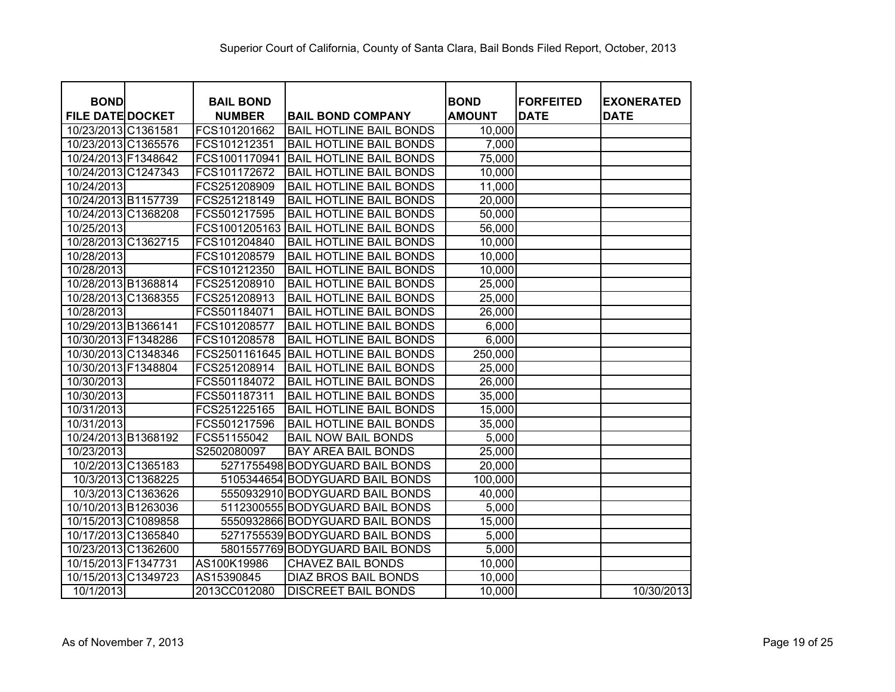Superior Court of California, County of Santa Clara, Bail Bonds Filed Report, October, 2013

| BOND FILE DATE | DOCKET | BAIL BOND NUMBER | BAIL BOND COMPANY | BOND AMOUNT | FORFEITED DATE | EXONERATED DATE |
|---|---|---|---|---|---|---|
| 10/23/2013 | C1361581 | FCS101201662 | BAIL HOTLINE BAIL BONDS | 10,000 | | |
| 10/23/2013 | C1365576 | FCS101212351 | BAIL HOTLINE BAIL BONDS | 7,000 | | |
| 10/24/2013 | F1348642 | FCS1001170941 | BAIL HOTLINE BAIL BONDS | 75,000 | | |
| 10/24/2013 | C1247343 | FCS101172672 | BAIL HOTLINE BAIL BONDS | 10,000 | | |
| 10/24/2013 | | FCS251208909 | BAIL HOTLINE BAIL BONDS | 11,000 | | |
| 10/24/2013 | B1157739 | FCS251218149 | BAIL HOTLINE BAIL BONDS | 20,000 | | |
| 10/24/2013 | C1368208 | FCS501217595 | BAIL HOTLINE BAIL BONDS | 50,000 | | |
| 10/25/2013 | | FCS1001205163 | BAIL HOTLINE BAIL BONDS | 56,000 | | |
| 10/28/2013 | C1362715 | FCS101204840 | BAIL HOTLINE BAIL BONDS | 10,000 | | |
| 10/28/2013 | | FCS101208579 | BAIL HOTLINE BAIL BONDS | 10,000 | | |
| 10/28/2013 | | FCS101212350 | BAIL HOTLINE BAIL BONDS | 10,000 | | |
| 10/28/2013 | B1368814 | FCS251208910 | BAIL HOTLINE BAIL BONDS | 25,000 | | |
| 10/28/2013 | C1368355 | FCS251208913 | BAIL HOTLINE BAIL BONDS | 25,000 | | |
| 10/28/2013 | | FCS501184071 | BAIL HOTLINE BAIL BONDS | 26,000 | | |
| 10/29/2013 | B1366141 | FCS101208577 | BAIL HOTLINE BAIL BONDS | 6,000 | | |
| 10/30/2013 | F1348286 | FCS101208578 | BAIL HOTLINE BAIL BONDS | 6,000 | | |
| 10/30/2013 | C1348346 | FCS2501161645 | BAIL HOTLINE BAIL BONDS | 250,000 | | |
| 10/30/2013 | F1348804 | FCS251208914 | BAIL HOTLINE BAIL BONDS | 25,000 | | |
| 10/30/2013 | | FCS501184072 | BAIL HOTLINE BAIL BONDS | 26,000 | | |
| 10/30/2013 | | FCS501187311 | BAIL HOTLINE BAIL BONDS | 35,000 | | |
| 10/31/2013 | | FCS251225165 | BAIL HOTLINE BAIL BONDS | 15,000 | | |
| 10/31/2013 | | FCS501217596 | BAIL HOTLINE BAIL BONDS | 35,000 | | |
| 10/24/2013 | B1368192 | FCS51155042 | BAIL NOW BAIL BONDS | 5,000 | | |
| 10/23/2013 | | S2502080097 | BAY AREA BAIL BONDS | 25,000 | | |
| 10/2/2013 | C1365183 | 5271755498 | BODYGUARD BAIL BONDS | 20,000 | | |
| 10/3/2013 | C1368225 | 5105344654 | BODYGUARD BAIL BONDS | 100,000 | | |
| 10/3/2013 | C1363626 | 5550932910 | BODYGUARD BAIL BONDS | 40,000 | | |
| 10/10/2013 | B1263036 | 5112300555 | BODYGUARD BAIL BONDS | 5,000 | | |
| 10/15/2013 | C1089858 | 5550932866 | BODYGUARD BAIL BONDS | 15,000 | | |
| 10/17/2013 | C1365840 | 5271755539 | BODYGUARD BAIL BONDS | 5,000 | | |
| 10/23/2013 | C1362600 | 5801557769 | BODYGUARD BAIL BONDS | 5,000 | | |
| 10/15/2013 | F1347731 | AS100K19986 | CHAVEZ BAIL BONDS | 10,000 | | |
| 10/15/2013 | C1349723 | AS15390845 | DIAZ BROS BAIL BONDS | 10,000 | | |
| 10/1/2013 | | 2013CC012080 | DISCREET BAIL BONDS | 10,000 | | 10/30/2013 |

As of November 7, 2013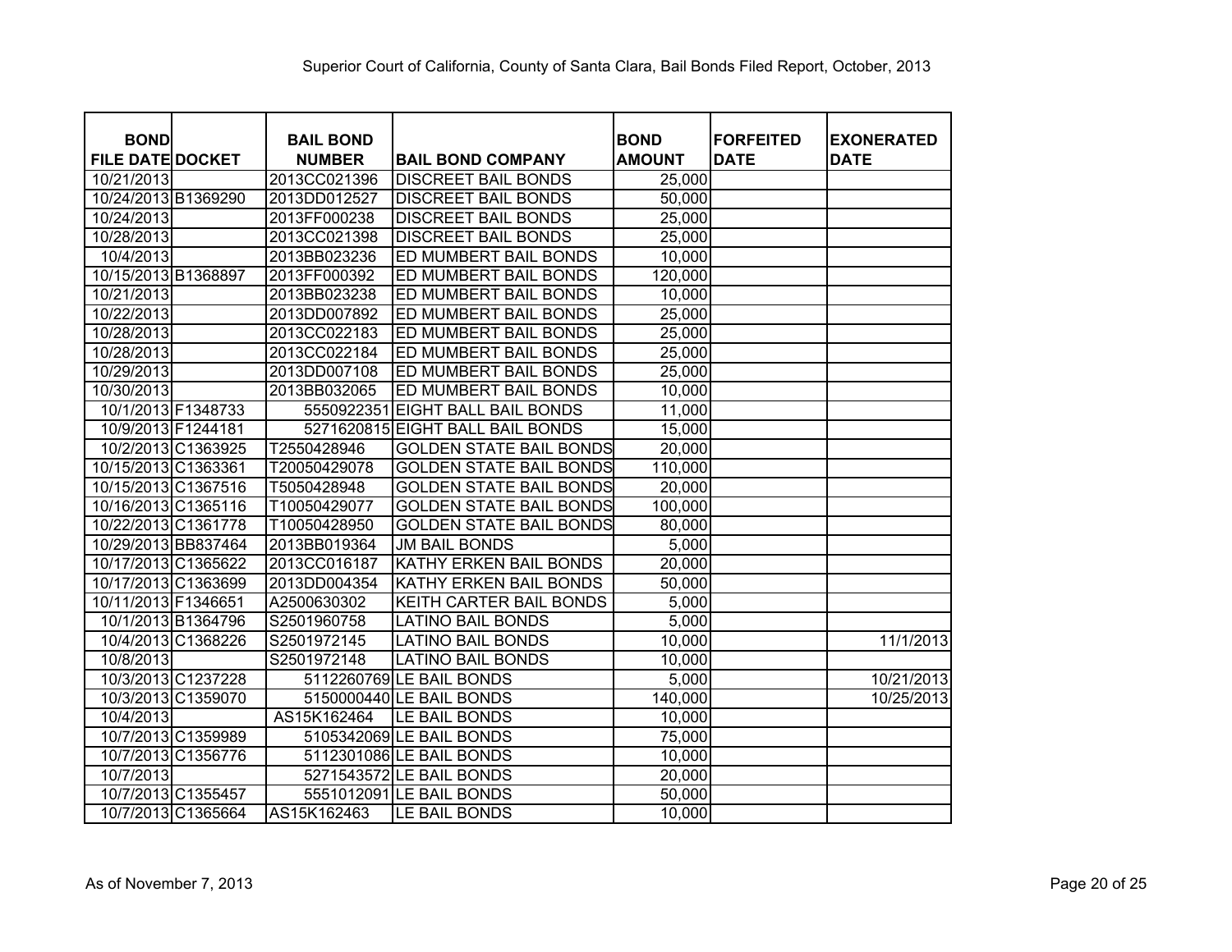Superior Court of California, County of Santa Clara, Bail Bonds Filed Report, October, 2013

| BOND FILE DATE | DOCKET | BAIL BOND NUMBER | BAIL BOND COMPANY | BOND AMOUNT | FORFEITED DATE | EXONERATED DATE |
|---|---|---|---|---|---|---|
| 10/21/2013 | | 2013CC021396 | DISCREET BAIL BONDS | 25,000 | | |
| 10/24/2013 | B1369290 | 2013DD012527 | DISCREET BAIL BONDS | 50,000 | | |
| 10/24/2013 | | 2013FF000238 | DISCREET BAIL BONDS | 25,000 | | |
| 10/28/2013 | | 2013CC021398 | DISCREET BAIL BONDS | 25,000 | | |
| 10/4/2013 | | 2013BB023236 | ED MUMBERT BAIL BONDS | 10,000 | | |
| 10/15/2013 | B1368897 | 2013FF000392 | ED MUMBERT BAIL BONDS | 120,000 | | |
| 10/21/2013 | | 2013BB023238 | ED MUMBERT BAIL BONDS | 10,000 | | |
| 10/22/2013 | | 2013DD007892 | ED MUMBERT BAIL BONDS | 25,000 | | |
| 10/28/2013 | | 2013CC022183 | ED MUMBERT BAIL BONDS | 25,000 | | |
| 10/28/2013 | | 2013CC022184 | ED MUMBERT BAIL BONDS | 25,000 | | |
| 10/29/2013 | | 2013DD007108 | ED MUMBERT BAIL BONDS | 25,000 | | |
| 10/30/2013 | | 2013BB032065 | ED MUMBERT BAIL BONDS | 10,000 | | |
| 10/1/2013 | F1348733 | 5550922351 | EIGHT BALL BAIL BONDS | 11,000 | | |
| 10/9/2013 | F1244181 | 5271620815 | EIGHT BALL BAIL BONDS | 15,000 | | |
| 10/2/2013 | C1363925 | T2550428946 | GOLDEN STATE BAIL BONDS | 20,000 | | |
| 10/15/2013 | C1363361 | T20050429078 | GOLDEN STATE BAIL BONDS | 110,000 | | |
| 10/15/2013 | C1367516 | T5050428948 | GOLDEN STATE BAIL BONDS | 20,000 | | |
| 10/16/2013 | C1365116 | T10050429077 | GOLDEN STATE BAIL BONDS | 100,000 | | |
| 10/22/2013 | C1361778 | T10050428950 | GOLDEN STATE BAIL BONDS | 80,000 | | |
| 10/29/2013 | BB837464 | 2013BB019364 | JM BAIL BONDS | 5,000 | | |
| 10/17/2013 | C1365622 | 2013CC016187 | KATHY ERKEN BAIL BONDS | 20,000 | | |
| 10/17/2013 | C1363699 | 2013DD004354 | KATHY ERKEN BAIL BONDS | 50,000 | | |
| 10/11/2013 | F1346651 | A2500630302 | KEITH CARTER BAIL BONDS | 5,000 | | |
| 10/1/2013 | B1364796 | S2501960758 | LATINO BAIL BONDS | 5,000 | | |
| 10/4/2013 | C1368226 | S2501972145 | LATINO BAIL BONDS | 10,000 | | 11/1/2013 |
| 10/8/2013 | | S2501972148 | LATINO BAIL BONDS | 10,000 | | |
| 10/3/2013 | C1237228 | 5112260769 | LE BAIL BONDS | 5,000 | | 10/21/2013 |
| 10/3/2013 | C1359070 | 5150000440 | LE BAIL BONDS | 140,000 | | 10/25/2013 |
| 10/4/2013 | | AS15K162464 | LE BAIL BONDS | 10,000 | | |
| 10/7/2013 | C1359989 | 5105342069 | LE BAIL BONDS | 75,000 | | |
| 10/7/2013 | C1356776 | 5112301086 | LE BAIL BONDS | 10,000 | | |
| 10/7/2013 | | 5271543572 | LE BAIL BONDS | 20,000 | | |
| 10/7/2013 | C1355457 | 5551012091 | LE BAIL BONDS | 50,000 | | |
| 10/7/2013 | C1365664 | AS15K162463 | LE BAIL BONDS | 10,000 | | |

As of November 7, 2013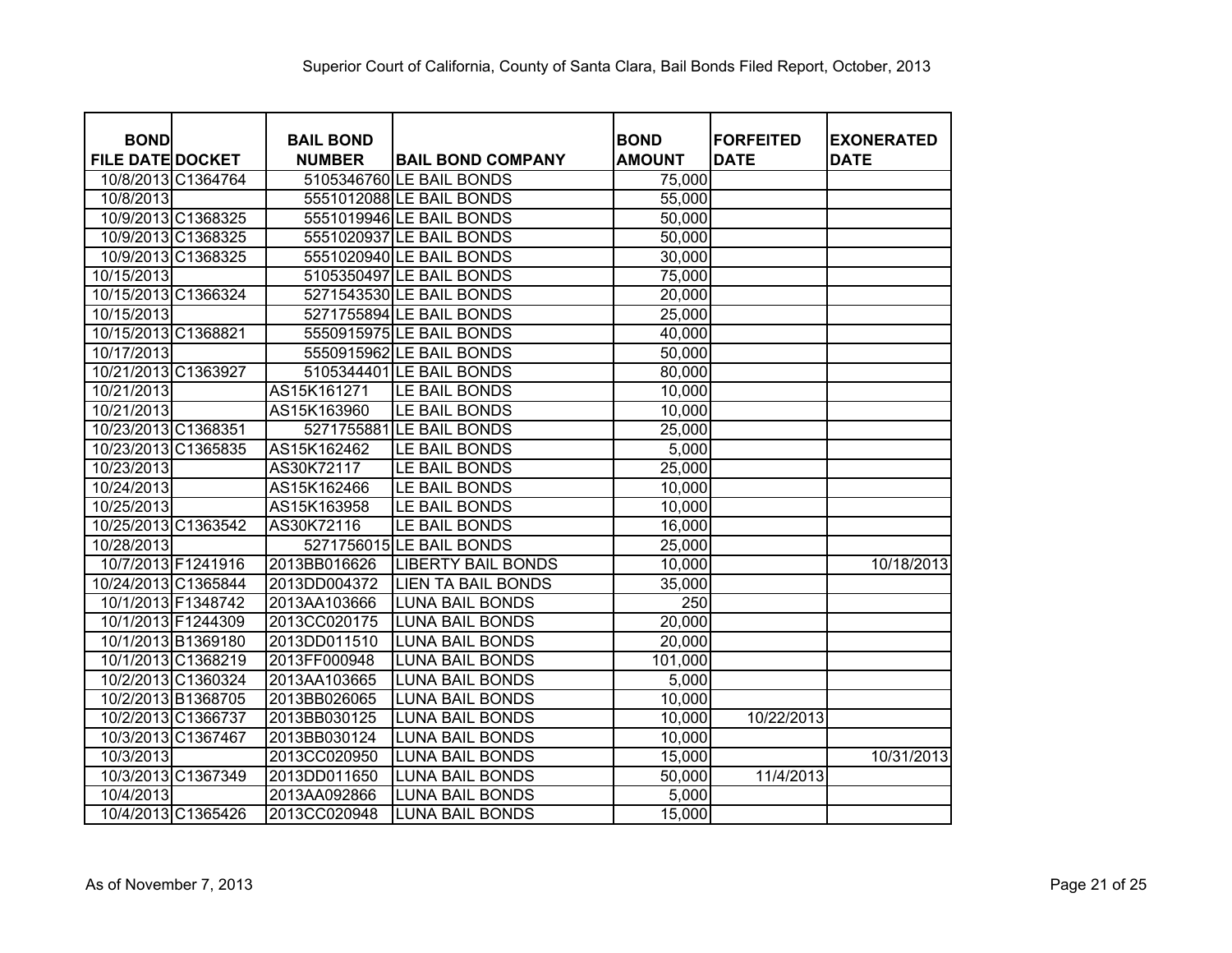Superior Court of California, County of Santa Clara, Bail Bonds Filed Report, October, 2013

| BOND FILE DATE | DOCKET | BAIL BOND NUMBER | BAIL BOND COMPANY | BOND AMOUNT | FORFEITED DATE | EXONERATED DATE |
|---|---|---|---|---|---|---|
| 10/8/2013 | C1364764 | 5105346760 | LE BAIL BONDS | 75,000 | | |
| 10/8/2013 | | 5551012088 | LE BAIL BONDS | 55,000 | | |
| 10/9/2013 | C1368325 | 5551019946 | LE BAIL BONDS | 50,000 | | |
| 10/9/2013 | C1368325 | 5551020937 | LE BAIL BONDS | 50,000 | | |
| 10/9/2013 | C1368325 | 5551020940 | LE BAIL BONDS | 30,000 | | |
| 10/15/2013 | | 5105350497 | LE BAIL BONDS | 75,000 | | |
| 10/15/2013 | C1366324 | 5271543530 | LE BAIL BONDS | 20,000 | | |
| 10/15/2013 | | 5271755894 | LE BAIL BONDS | 25,000 | | |
| 10/15/2013 | C1368821 | 5550915975 | LE BAIL BONDS | 40,000 | | |
| 10/17/2013 | | 5550915962 | LE BAIL BONDS | 50,000 | | |
| 10/21/2013 | C1363927 | 5105344401 | LE BAIL BONDS | 80,000 | | |
| 10/21/2013 | | AS15K161271 | LE BAIL BONDS | 10,000 | | |
| 10/21/2013 | | AS15K163960 | LE BAIL BONDS | 10,000 | | |
| 10/23/2013 | C1368351 | 5271755881 | LE BAIL BONDS | 25,000 | | |
| 10/23/2013 | C1365835 | AS15K162462 | LE BAIL BONDS | 5,000 | | |
| 10/23/2013 | | AS30K72117 | LE BAIL BONDS | 25,000 | | |
| 10/24/2013 | | AS15K162466 | LE BAIL BONDS | 10,000 | | |
| 10/25/2013 | | AS15K163958 | LE BAIL BONDS | 10,000 | | |
| 10/25/2013 | C1363542 | AS30K72116 | LE BAIL BONDS | 16,000 | | |
| 10/28/2013 | | 5271756015 | LE BAIL BONDS | 25,000 | | |
| 10/7/2013 | F1241916 | 2013BB016626 | LIBERTY BAIL BONDS | 10,000 | | 10/18/2013 |
| 10/24/2013 | C1365844 | 2013DD004372 | LIEN TA BAIL BONDS | 35,000 | | |
| 10/1/2013 | F1348742 | 2013AA103666 | LUNA BAIL BONDS | 250 | | |
| 10/1/2013 | F1244309 | 2013CC020175 | LUNA BAIL BONDS | 20,000 | | |
| 10/1/2013 | B1369180 | 2013DD011510 | LUNA BAIL BONDS | 20,000 | | |
| 10/1/2013 | C1368219 | 2013FF000948 | LUNA BAIL BONDS | 101,000 | | |
| 10/2/2013 | C1360324 | 2013AA103665 | LUNA BAIL BONDS | 5,000 | | |
| 10/2/2013 | B1368705 | 2013BB026065 | LUNA BAIL BONDS | 10,000 | | |
| 10/2/2013 | C1366737 | 2013BB030125 | LUNA BAIL BONDS | 10,000 | 10/22/2013 | |
| 10/3/2013 | C1367467 | 2013BB030124 | LUNA BAIL BONDS | 10,000 | | |
| 10/3/2013 | | 2013CC020950 | LUNA BAIL BONDS | 15,000 | | 10/31/2013 |
| 10/3/2013 | C1367349 | 2013DD011650 | LUNA BAIL BONDS | 50,000 | 11/4/2013 | |
| 10/4/2013 | | 2013AA092866 | LUNA BAIL BONDS | 5,000 | | |
| 10/4/2013 | C1365426 | 2013CC020948 | LUNA BAIL BONDS | 15,000 | | |

As of November 7, 2013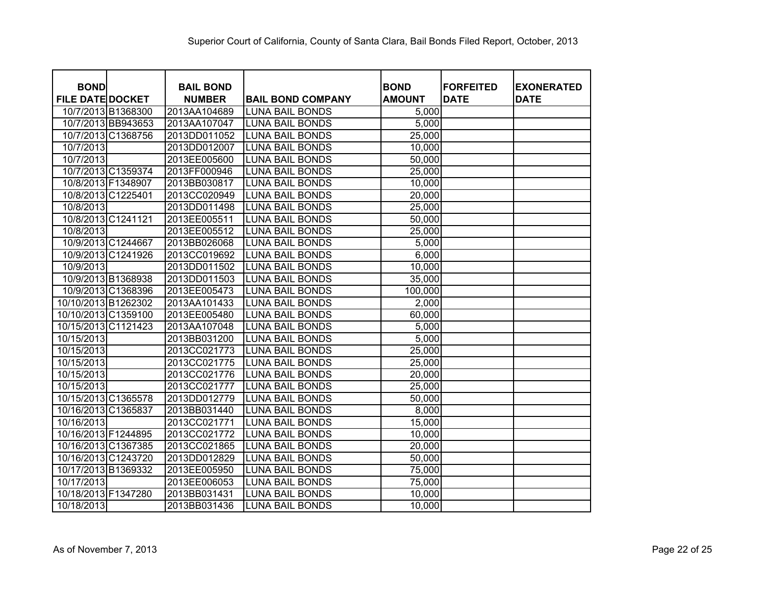Superior Court of California, County of Santa Clara, Bail Bonds Filed Report, October, 2013

| BOND FILE DATE | DOCKET | BAIL BOND NUMBER | BAIL BOND COMPANY | BOND AMOUNT | FORFEITED DATE | EXONERATED DATE |
|---|---|---|---|---|---|---|
| 10/7/2013 | B1368300 | 2013AA104689 | LUNA BAIL BONDS | 5,000 | | |
| 10/7/2013 | BB943653 | 2013AA107047 | LUNA BAIL BONDS | 5,000 | | |
| 10/7/2013 | C1368756 | 2013DD011052 | LUNA BAIL BONDS | 25,000 | | |
| 10/7/2013 | | 2013DD012007 | LUNA BAIL BONDS | 10,000 | | |
| 10/7/2013 | | 2013EE005600 | LUNA BAIL BONDS | 50,000 | | |
| 10/7/2013 | C1359374 | 2013FF000946 | LUNA BAIL BONDS | 25,000 | | |
| 10/8/2013 | F1348907 | 2013BB030817 | LUNA BAIL BONDS | 10,000 | | |
| 10/8/2013 | C1225401 | 2013CC020949 | LUNA BAIL BONDS | 20,000 | | |
| 10/8/2013 | | 2013DD011498 | LUNA BAIL BONDS | 25,000 | | |
| 10/8/2013 | C1241121 | 2013EE005511 | LUNA BAIL BONDS | 50,000 | | |
| 10/8/2013 | | 2013EE005512 | LUNA BAIL BONDS | 25,000 | | |
| 10/9/2013 | C1244667 | 2013BB026068 | LUNA BAIL BONDS | 5,000 | | |
| 10/9/2013 | C1241926 | 2013CC019692 | LUNA BAIL BONDS | 6,000 | | |
| 10/9/2013 | | 2013DD011502 | LUNA BAIL BONDS | 10,000 | | |
| 10/9/2013 | B1368938 | 2013DD011503 | LUNA BAIL BONDS | 35,000 | | |
| 10/9/2013 | C1368396 | 2013EE005473 | LUNA BAIL BONDS | 100,000 | | |
| 10/10/2013 | B1262302 | 2013AA101433 | LUNA BAIL BONDS | 2,000 | | |
| 10/10/2013 | C1359100 | 2013EE005480 | LUNA BAIL BONDS | 60,000 | | |
| 10/15/2013 | C1121423 | 2013AA107048 | LUNA BAIL BONDS | 5,000 | | |
| 10/15/2013 | | 2013BB031200 | LUNA BAIL BONDS | 5,000 | | |
| 10/15/2013 | | 2013CC021773 | LUNA BAIL BONDS | 25,000 | | |
| 10/15/2013 | | 2013CC021775 | LUNA BAIL BONDS | 25,000 | | |
| 10/15/2013 | | 2013CC021776 | LUNA BAIL BONDS | 20,000 | | |
| 10/15/2013 | | 2013CC021777 | LUNA BAIL BONDS | 25,000 | | |
| 10/15/2013 | C1365578 | 2013DD012779 | LUNA BAIL BONDS | 50,000 | | |
| 10/16/2013 | C1365837 | 2013BB031440 | LUNA BAIL BONDS | 8,000 | | |
| 10/16/2013 | | 2013CC021771 | LUNA BAIL BONDS | 15,000 | | |
| 10/16/2013 | F1244895 | 2013CC021772 | LUNA BAIL BONDS | 10,000 | | |
| 10/16/2013 | C1367385 | 2013CC021865 | LUNA BAIL BONDS | 20,000 | | |
| 10/16/2013 | C1243720 | 2013DD012829 | LUNA BAIL BONDS | 50,000 | | |
| 10/17/2013 | B1369332 | 2013EE005950 | LUNA BAIL BONDS | 75,000 | | |
| 10/17/2013 | | 2013EE006053 | LUNA BAIL BONDS | 75,000 | | |
| 10/18/2013 | F1347280 | 2013BB031431 | LUNA BAIL BONDS | 10,000 | | |
| 10/18/2013 | | 2013BB031436 | LUNA BAIL BONDS | 10,000 | | |

As of November 7, 2013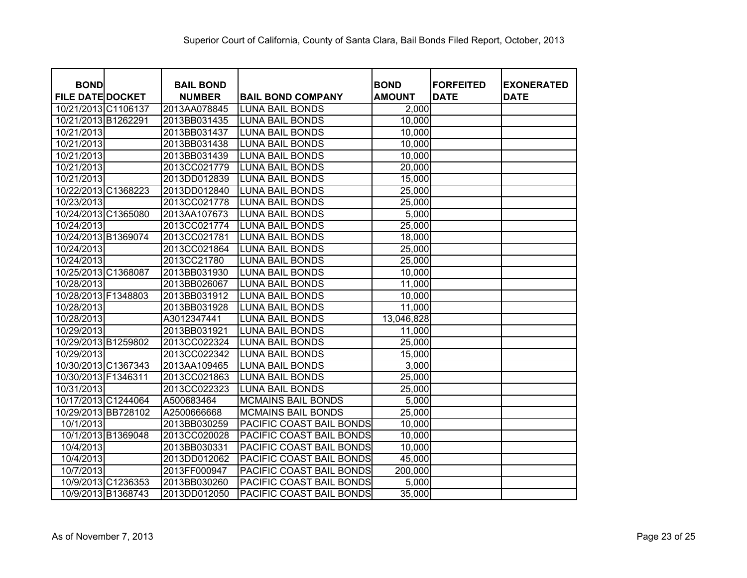Superior Court of California, County of Santa Clara, Bail Bonds Filed Report, October, 2013

| BOND FILE DATE | DOCKET | BAIL BOND NUMBER | BAIL BOND COMPANY | BOND AMOUNT | FORFEITED DATE | EXONERATED DATE |
|---|---|---|---|---|---|---|
| 10/21/2013 | C1106137 | 2013AA078845 | LUNA BAIL BONDS | 2,000 | | |
| 10/21/2013 | B1262291 | 2013BB031435 | LUNA BAIL BONDS | 10,000 | | |
| 10/21/2013 | | 2013BB031437 | LUNA BAIL BONDS | 10,000 | | |
| 10/21/2013 | | 2013BB031438 | LUNA BAIL BONDS | 10,000 | | |
| 10/21/2013 | | 2013BB031439 | LUNA BAIL BONDS | 10,000 | | |
| 10/21/2013 | | 2013CC021779 | LUNA BAIL BONDS | 20,000 | | |
| 10/21/2013 | | 2013DD012839 | LUNA BAIL BONDS | 15,000 | | |
| 10/22/2013 | C1368223 | 2013DD012840 | LUNA BAIL BONDS | 25,000 | | |
| 10/23/2013 | | 2013CC021778 | LUNA BAIL BONDS | 25,000 | | |
| 10/24/2013 | C1365080 | 2013AA107673 | LUNA BAIL BONDS | 5,000 | | |
| 10/24/2013 | | 2013CC021774 | LUNA BAIL BONDS | 25,000 | | |
| 10/24/2013 | B1369074 | 2013CC021781 | LUNA BAIL BONDS | 18,000 | | |
| 10/24/2013 | | 2013CC021864 | LUNA BAIL BONDS | 25,000 | | |
| 10/24/2013 | | 2013CC21780 | LUNA BAIL BONDS | 25,000 | | |
| 10/25/2013 | C1368087 | 2013BB031930 | LUNA BAIL BONDS | 10,000 | | |
| 10/28/2013 | | 2013BB026067 | LUNA BAIL BONDS | 11,000 | | |
| 10/28/2013 | F1348803 | 2013BB031912 | LUNA BAIL BONDS | 10,000 | | |
| 10/28/2013 | | 2013BB031928 | LUNA BAIL BONDS | 11,000 | | |
| 10/28/2013 | | A3012347441 | LUNA BAIL BONDS | 13,046,828 | | |
| 10/29/2013 | | 2013BB031921 | LUNA BAIL BONDS | 11,000 | | |
| 10/29/2013 | B1259802 | 2013CC022324 | LUNA BAIL BONDS | 25,000 | | |
| 10/29/2013 | | 2013CC022342 | LUNA BAIL BONDS | 15,000 | | |
| 10/30/2013 | C1367343 | 2013AA109465 | LUNA BAIL BONDS | 3,000 | | |
| 10/30/2013 | F1346311 | 2013CC021863 | LUNA BAIL BONDS | 25,000 | | |
| 10/31/2013 | | 2013CC022323 | LUNA BAIL BONDS | 25,000 | | |
| 10/17/2013 | C1244064 | A500683464 | MCMAINS BAIL BONDS | 5,000 | | |
| 10/29/2013 | BB728102 | A2500666668 | MCMAINS BAIL BONDS | 25,000 | | |
| 10/1/2013 | | 2013BB030259 | PACIFIC COAST BAIL BONDS | 10,000 | | |
| 10/1/2013 | B1369048 | 2013CC020028 | PACIFIC COAST BAIL BONDS | 10,000 | | |
| 10/4/2013 | | 2013BB030331 | PACIFIC COAST BAIL BONDS | 10,000 | | |
| 10/4/2013 | | 2013DD012062 | PACIFIC COAST BAIL BONDS | 45,000 | | |
| 10/7/2013 | | 2013FF000947 | PACIFIC COAST BAIL BONDS | 200,000 | | |
| 10/9/2013 | C1236353 | 2013BB030260 | PACIFIC COAST BAIL BONDS | 5,000 | | |
| 10/9/2013 | B1368743 | 2013DD012050 | PACIFIC COAST BAIL BONDS | 35,000 | | |

As of November 7, 2013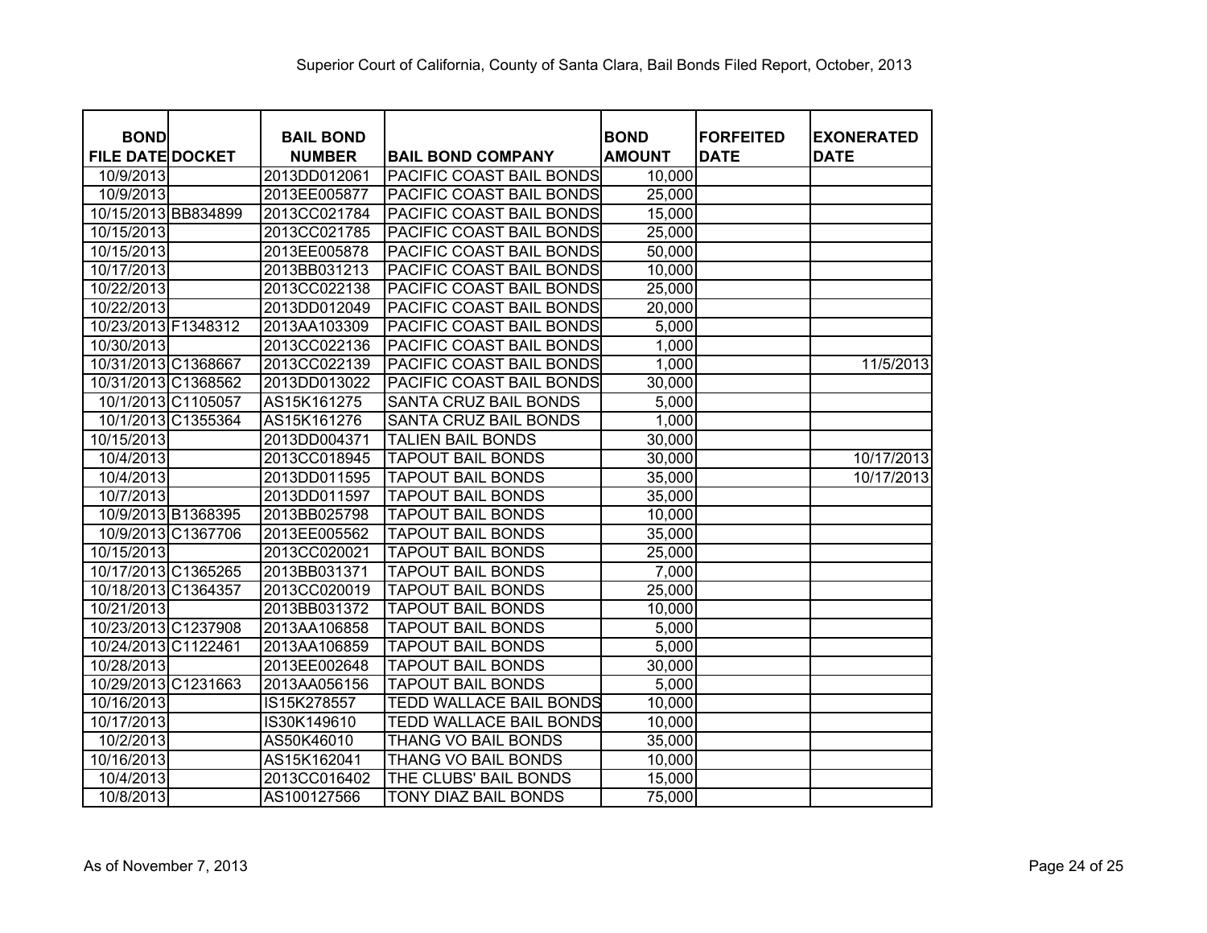# Superior Court of California, County of Santa Clara, Bail Bonds Filed Report, October, 2013

| BOND FILE DATE | DOCKET | BAIL BOND NUMBER | BAIL BOND COMPANY | BOND AMOUNT | FORFEITED DATE | EXONERATED DATE |
|---|---|---|---|---|---|---|
| 10/9/2013 | | 2013DD012061 | PACIFIC COAST BAIL BONDS | 10,000 | | |
| 10/9/2013 | | 2013EE005877 | PACIFIC COAST BAIL BONDS | 25,000 | | |
| 10/15/2013 | BB834899 | 2013CC021784 | PACIFIC COAST BAIL BONDS | 15,000 | | |
| 10/15/2013 | | 2013CC021785 | PACIFIC COAST BAIL BONDS | 25,000 | | |
| 10/15/2013 | | 2013EE005878 | PACIFIC COAST BAIL BONDS | 50,000 | | |
| 10/17/2013 | | 2013BB031213 | PACIFIC COAST BAIL BONDS | 10,000 | | |
| 10/22/2013 | | 2013CC022138 | PACIFIC COAST BAIL BONDS | 25,000 | | |
| 10/22/2013 | | 2013DD012049 | PACIFIC COAST BAIL BONDS | 20,000 | | |
| 10/23/2013 | F1348312 | 2013AA103309 | PACIFIC COAST BAIL BONDS | 5,000 | | |
| 10/30/2013 | | 2013CC022136 | PACIFIC COAST BAIL BONDS | 1,000 | | |
| 10/31/2013 | C1368667 | 2013CC022139 | PACIFIC COAST BAIL BONDS | 1,000 | | 11/5/2013 |
| 10/31/2013 | C1368562 | 2013DD013022 | PACIFIC COAST BAIL BONDS | 30,000 | | |
| 10/1/2013 | C1105057 | AS15K161275 | SANTA CRUZ BAIL BONDS | 5,000 | | |
| 10/1/2013 | C1355364 | AS15K161276 | SANTA CRUZ BAIL BONDS | 1,000 | | |
| 10/15/2013 | | 2013DD004371 | TALIEN BAIL BONDS | 30,000 | | |
| 10/4/2013 | | 2013CC018945 | TAPOUT BAIL BONDS | 30,000 | | 10/17/2013 |
| 10/4/2013 | | 2013DD011595 | TAPOUT BAIL BONDS | 35,000 | | 10/17/2013 |
| 10/7/2013 | | 2013DD011597 | TAPOUT BAIL BONDS | 35,000 | | |
| 10/9/2013 | B1368395 | 2013BB025798 | TAPOUT BAIL BONDS | 10,000 | | |
| 10/9/2013 | C1367706 | 2013EE005562 | TAPOUT BAIL BONDS | 35,000 | | |
| 10/15/2013 | | 2013CC020021 | TAPOUT BAIL BONDS | 25,000 | | |
| 10/17/2013 | C1365265 | 2013BB031371 | TAPOUT BAIL BONDS | 7,000 | | |
| 10/18/2013 | C1364357 | 2013CC020019 | TAPOUT BAIL BONDS | 25,000 | | |
| 10/21/2013 | | 2013BB031372 | TAPOUT BAIL BONDS | 10,000 | | |
| 10/23/2013 | C1237908 | 2013AA106858 | TAPOUT BAIL BONDS | 5,000 | | |
| 10/24/2013 | C1122461 | 2013AA106859 | TAPOUT BAIL BONDS | 5,000 | | |
| 10/28/2013 | | 2013EE002648 | TAPOUT BAIL BONDS | 30,000 | | |
| 10/29/2013 | C1231663 | 2013AA056156 | TAPOUT BAIL BONDS | 5,000 | | |
| 10/16/2013 | | IS15K278557 | TEDD WALLACE BAIL BONDS | 10,000 | | |
| 10/17/2013 | | IS30K149610 | TEDD WALLACE BAIL BONDS | 10,000 | | |
| 10/2/2013 | | AS50K46010 | THANG VO BAIL BONDS | 35,000 | | |
| 10/16/2013 | | AS15K162041 | THANG VO BAIL BONDS | 10,000 | | |
| 10/4/2013 | | 2013CC016402 | THE CLUBS' BAIL BONDS | 15,000 | | |
| 10/8/2013 | | AS100127566 | TONY DIAZ BAIL BONDS | 75,000 | | |

As of November 7, 2013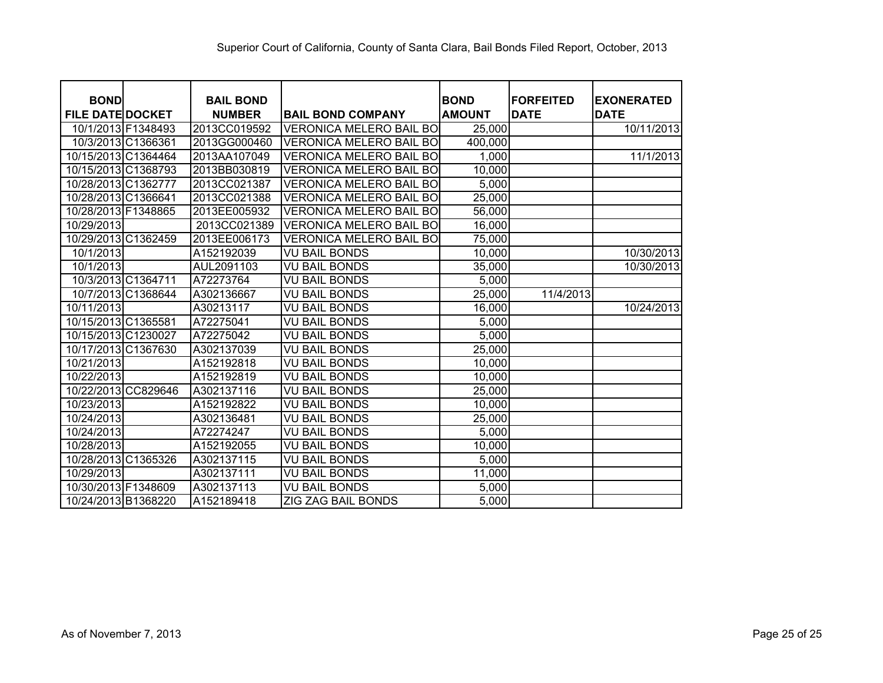Superior Court of California, County of Santa Clara, Bail Bonds Filed Report, October, 2013

| BOND FILE DATE | DOCKET | BAIL BOND NUMBER | BAIL BOND COMPANY | BOND AMOUNT | FORFEITED DATE | EXONERATED DATE |
|---|---|---|---|---|---|---|
| 10/1/2013 | F1348493 | 2013CC019592 | VERONICA MELERO BAIL BO | 25,000 | | 10/11/2013 |
| 10/3/2013 | C1366361 | 2013GG000460 | VERONICA MELERO BAIL BO | 400,000 | | |
| 10/15/2013 | C1364464 | 2013AA107049 | VERONICA MELERO BAIL BO | 1,000 | | 11/1/2013 |
| 10/15/2013 | C1368793 | 2013BB030819 | VERONICA MELERO BAIL BO | 10,000 | | |
| 10/28/2013 | C1362777 | 2013CC021387 | VERONICA MELERO BAIL BO | 5,000 | | |
| 10/28/2013 | C1366641 | 2013CC021388 | VERONICA MELERO BAIL BO | 25,000 | | |
| 10/28/2013 | F1348865 | 2013EE005932 | VERONICA MELERO BAIL BO | 56,000 | | |
| 10/29/2013 | | 2013CC021389 | VERONICA MELERO BAIL BO | 16,000 | | |
| 10/29/2013 | C1362459 | 2013EE006173 | VERONICA MELERO BAIL BO | 75,000 | | |
| 10/1/2013 | | A152192039 | VU BAIL BONDS | 10,000 | | 10/30/2013 |
| 10/1/2013 | | AUL2091103 | VU BAIL BONDS | 35,000 | | 10/30/2013 |
| 10/3/2013 | C1364711 | A72273764 | VU BAIL BONDS | 5,000 | | |
| 10/7/2013 | C1368644 | A302136667 | VU BAIL BONDS | 25,000 | 11/4/2013 | |
| 10/11/2013 | | A30213117 | VU BAIL BONDS | 16,000 | | 10/24/2013 |
| 10/15/2013 | C1365581 | A72275041 | VU BAIL BONDS | 5,000 | | |
| 10/15/2013 | C1230027 | A72275042 | VU BAIL BONDS | 5,000 | | |
| 10/17/2013 | C1367630 | A302137039 | VU BAIL BONDS | 25,000 | | |
| 10/21/2013 | | A152192818 | VU BAIL BONDS | 10,000 | | |
| 10/22/2013 | | A152192819 | VU BAIL BONDS | 10,000 | | |
| 10/22/2013 | CC829646 | A302137116 | VU BAIL BONDS | 25,000 | | |
| 10/23/2013 | | A152192822 | VU BAIL BONDS | 10,000 | | |
| 10/24/2013 | | A302136481 | VU BAIL BONDS | 25,000 | | |
| 10/24/2013 | | A72274247 | VU BAIL BONDS | 5,000 | | |
| 10/28/2013 | | A152192055 | VU BAIL BONDS | 10,000 | | |
| 10/28/2013 | C1365326 | A302137115 | VU BAIL BONDS | 5,000 | | |
| 10/29/2013 | | A302137111 | VU BAIL BONDS | 11,000 | | |
| 10/30/2013 | F1348609 | A302137113 | VU BAIL BONDS | 5,000 | | |
| 10/24/2013 | B1368220 | A152189418 | ZIG ZAG BAIL BONDS | 5,000 | | |

As of November 7, 2013